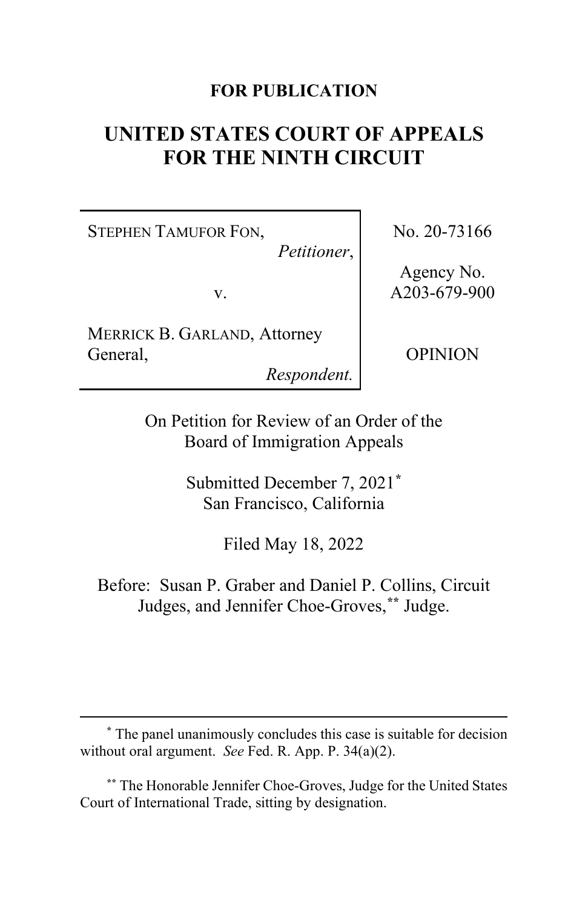**FOR PUBLICATION**

# UNITED STATES COURT OF APPEALS FOR THE NINTH CIRCUIT

| | |
|---|---|
| STEPHEN TAMUFOR FON, *Petitioner*, v. MERRICK B. GARLAND, Attorney General, *Respondent.* | No. 20-73166 Agency No. A203-679-900 OPINION |

On Petition for Review of an Order of the Board of Immigration Appeals

Submitted December 7, 2021[*]
San Francisco, California

Filed May 18, 2022

Before: Susan P. Graber and Daniel P. Collins, Circuit Judges, and Jennifer Choe-Groves,[**] Judge.

---

[*] The panel unanimously concludes this case is suitable for decision without oral argument. *See* Fed. R. App. P. 34(a)(2).

[**] The Honorable Jennifer Choe-Groves, Judge for the United States Court of International Trade, sitting by designation.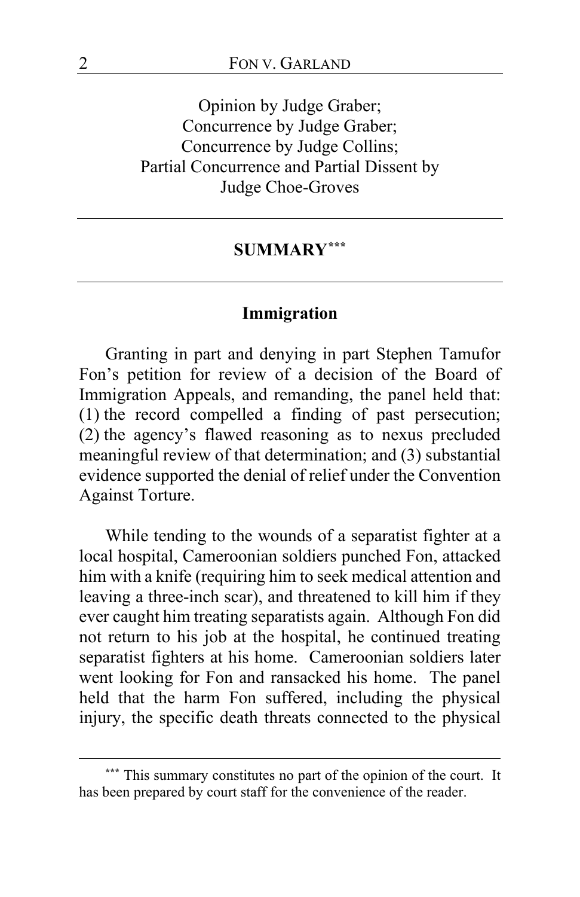Opinion by Judge Graber;
Concurrence by Judge Graber;
Concurrence by Judge Collins;
Partial Concurrence and Partial Dissent by
Judge Choe-Groves

## SUMMARY[***]

### Immigration

Granting in part and denying in part Stephen Tamufor Fon's petition for review of a decision of the Board of Immigration Appeals, and remanding, the panel held that: (1) the record compelled a finding of past persecution; (2) the agency's flawed reasoning as to nexus precluded meaningful review of that determination; and (3) substantial evidence supported the denial of relief under the Convention Against Torture.

While tending to the wounds of a separatist fighter at a local hospital, Cameroonian soldiers punched Fon, attacked him with a knife (requiring him to seek medical attention and leaving a three-inch scar), and threatened to kill him if they ever caught him treating separatists again. Although Fon did not return to his job at the hospital, he continued treating separatist fighters at his home. Cameroonian soldiers later went looking for Fon and ransacked his home. The panel held that the harm Fon suffered, including the physical injury, the specific death threats connected to the physical

[***] This summary constitutes no part of the opinion of the court. It has been prepared by court staff for the convenience of the reader.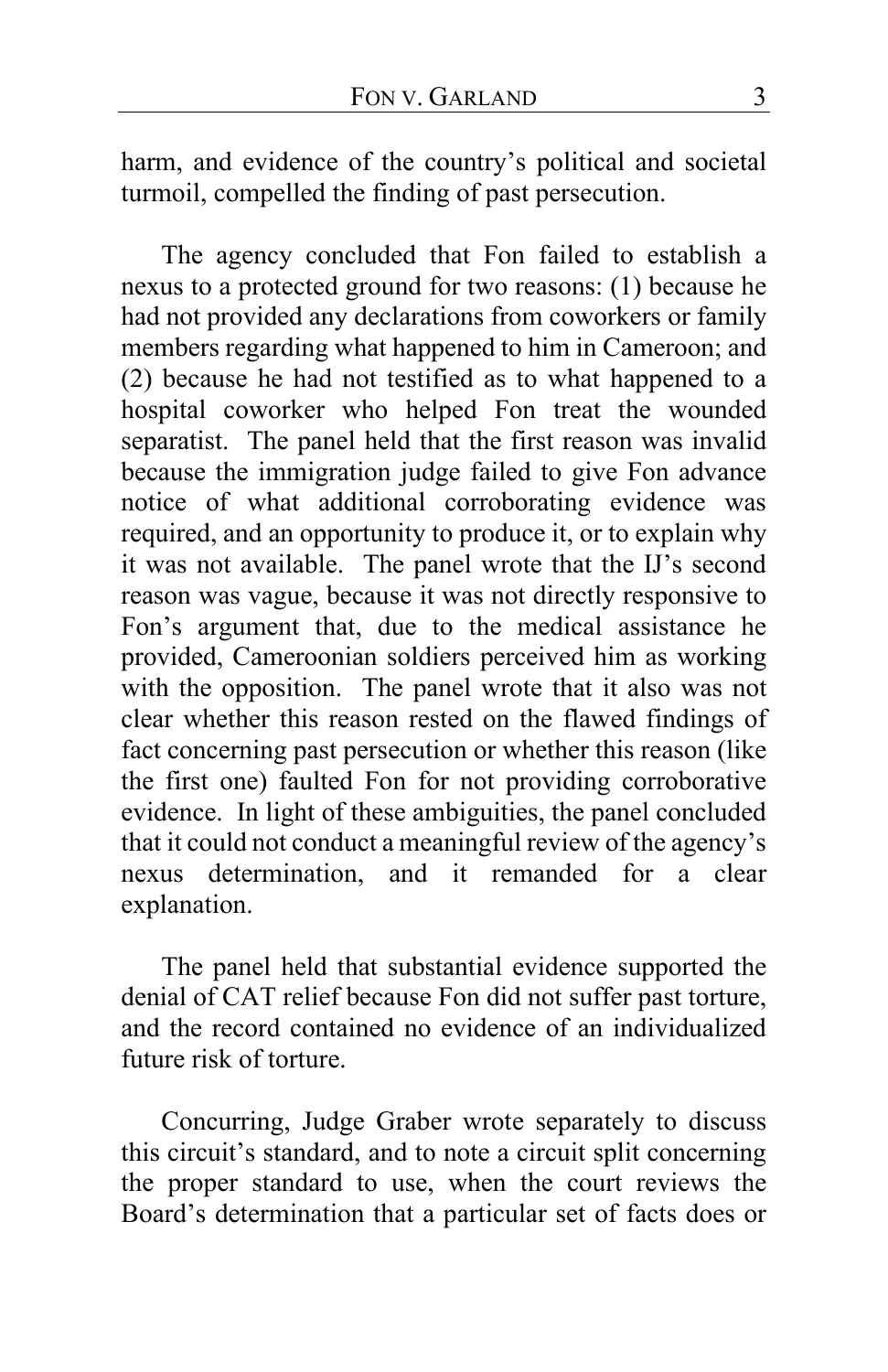harm, and evidence of the country's political and societal turmoil, compelled the finding of past persecution.

The agency concluded that Fon failed to establish a nexus to a protected ground for two reasons: (1) because he had not provided any declarations from coworkers or family members regarding what happened to him in Cameroon; and (2) because he had not testified as to what happened to a hospital coworker who helped Fon treat the wounded separatist. The panel held that the first reason was invalid because the immigration judge failed to give Fon advance notice of what additional corroborating evidence was required, and an opportunity to produce it, or to explain why it was not available. The panel wrote that the IJ's second reason was vague, because it was not directly responsive to Fon's argument that, due to the medical assistance he provided, Cameroonian soldiers perceived him as working with the opposition. The panel wrote that it also was not clear whether this reason rested on the flawed findings of fact concerning past persecution or whether this reason (like the first one) faulted Fon for not providing corroborative evidence. In light of these ambiguities, the panel concluded that it could not conduct a meaningful review of the agency's nexus determination, and it remanded for a clear explanation.

The panel held that substantial evidence supported the denial of CAT relief because Fon did not suffer past torture, and the record contained no evidence of an individualized future risk of torture.

Concurring, Judge Graber wrote separately to discuss this circuit's standard, and to note a circuit split concerning the proper standard to use, when the court reviews the Board's determination that a particular set of facts does or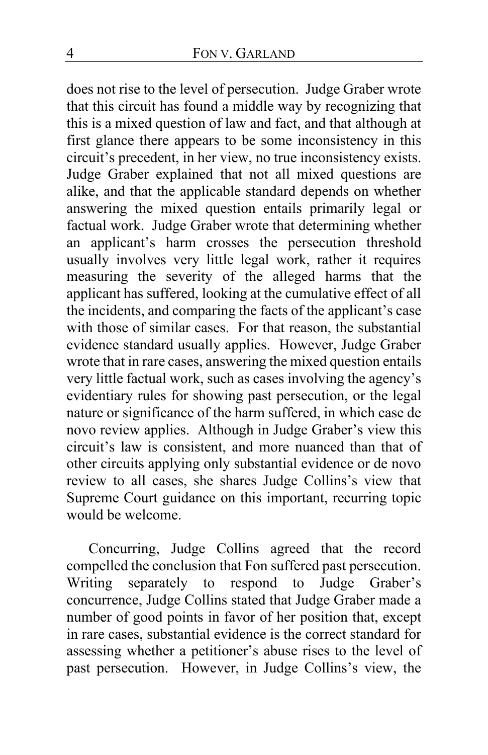does not rise to the level of persecution. Judge Graber wrote that this circuit has found a middle way by recognizing that this is a mixed question of law and fact, and that although at first glance there appears to be some inconsistency in this circuit's precedent, in her view, no true inconsistency exists. Judge Graber explained that not all mixed questions are alike, and that the applicable standard depends on whether answering the mixed question entails primarily legal or factual work. Judge Graber wrote that determining whether an applicant's harm crosses the persecution threshold usually involves very little legal work, rather it requires measuring the severity of the alleged harms that the applicant has suffered, looking at the cumulative effect of all the incidents, and comparing the facts of the applicant's case with those of similar cases. For that reason, the substantial evidence standard usually applies. However, Judge Graber wrote that in rare cases, answering the mixed question entails very little factual work, such as cases involving the agency's evidentiary rules for showing past persecution, or the legal nature or significance of the harm suffered, in which case de novo review applies. Although in Judge Graber's view this circuit's law is consistent, and more nuanced than that of other circuits applying only substantial evidence or de novo review to all cases, she shares Judge Collins's view that Supreme Court guidance on this important, recurring topic would be welcome.

Concurring, Judge Collins agreed that the record compelled the conclusion that Fon suffered past persecution. Writing separately to respond to Judge Graber's concurrence, Judge Collins stated that Judge Graber made a number of good points in favor of her position that, except in rare cases, substantial evidence is the correct standard for assessing whether a petitioner's abuse rises to the level of past persecution. However, in Judge Collins's view, the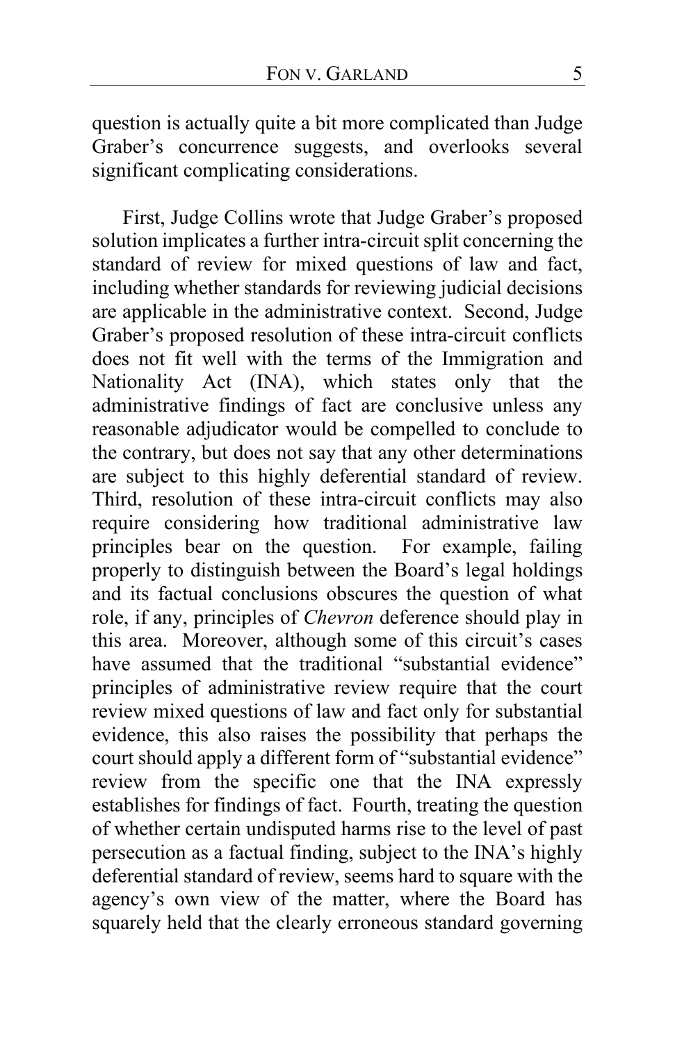question is actually quite a bit more complicated than Judge Graber's concurrence suggests, and overlooks several significant complicating considerations.

First, Judge Collins wrote that Judge Graber's proposed solution implicates a further intra-circuit split concerning the standard of review for mixed questions of law and fact, including whether standards for reviewing judicial decisions are applicable in the administrative context. Second, Judge Graber's proposed resolution of these intra-circuit conflicts does not fit well with the terms of the Immigration and Nationality Act (INA), which states only that the administrative findings of fact are conclusive unless any reasonable adjudicator would be compelled to conclude to the contrary, but does not say that any other determinations are subject to this highly deferential standard of review. Third, resolution of these intra-circuit conflicts may also require considering how traditional administrative law principles bear on the question. For example, failing properly to distinguish between the Board's legal holdings and its factual conclusions obscures the question of what role, if any, principles of *Chevron* deference should play in this area. Moreover, although some of this circuit's cases have assumed that the traditional "substantial evidence" principles of administrative review require that the court review mixed questions of law and fact only for substantial evidence, this also raises the possibility that perhaps the court should apply a different form of "substantial evidence" review from the specific one that the INA expressly establishes for findings of fact. Fourth, treating the question of whether certain undisputed harms rise to the level of past persecution as a factual finding, subject to the INA's highly deferential standard of review, seems hard to square with the agency's own view of the matter, where the Board has squarely held that the clearly erroneous standard governing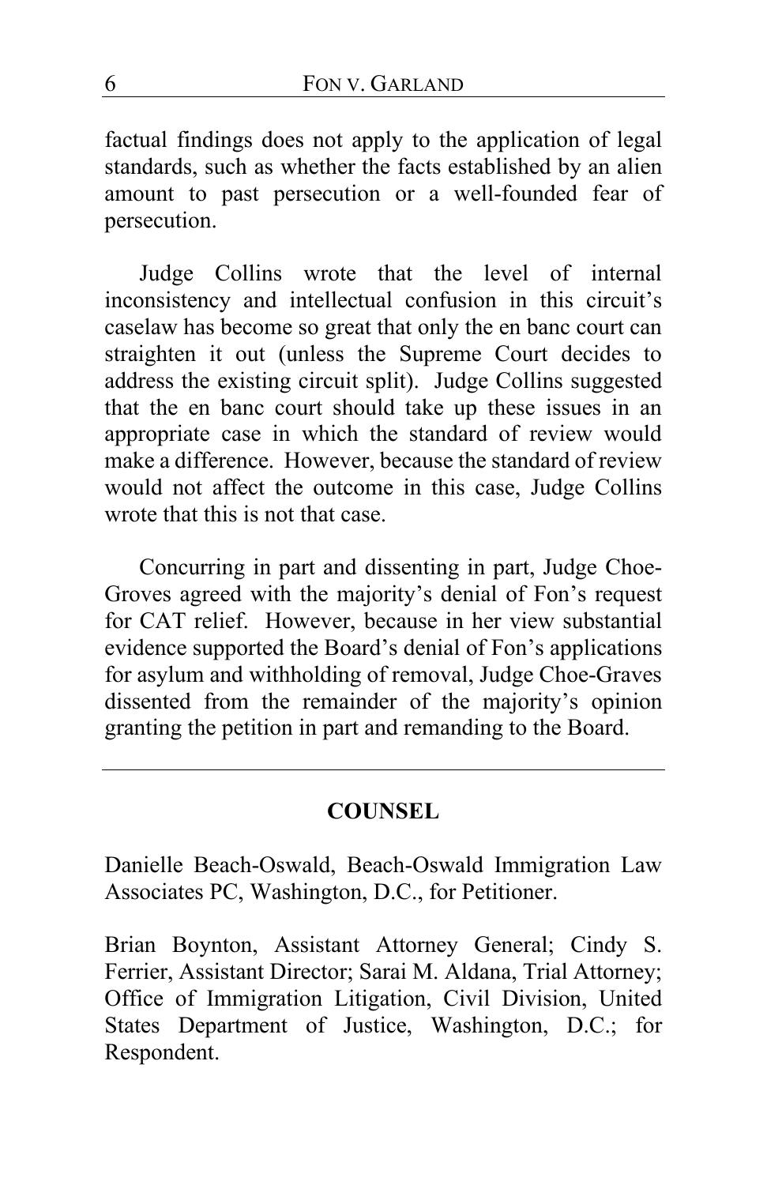factual findings does not apply to the application of legal standards, such as whether the facts established by an alien amount to past persecution or a well-founded fear of persecution.

Judge Collins wrote that the level of internal inconsistency and intellectual confusion in this circuit's caselaw has become so great that only the en banc court can straighten it out (unless the Supreme Court decides to address the existing circuit split). Judge Collins suggested that the en banc court should take up these issues in an appropriate case in which the standard of review would make a difference. However, because the standard of review would not affect the outcome in this case, Judge Collins wrote that this is not that case.

Concurring in part and dissenting in part, Judge Choe-Groves agreed with the majority's denial of Fon's request for CAT relief. However, because in her view substantial evidence supported the Board's denial of Fon's applications for asylum and withholding of removal, Judge Choe-Graves dissented from the remainder of the majority's opinion granting the petition in part and remanding to the Board.

---

## COUNSEL

Danielle Beach-Oswald, Beach-Oswald Immigration Law Associates PC, Washington, D.C., for Petitioner.

Brian Boynton, Assistant Attorney General; Cindy S. Ferrier, Assistant Director; Sarai M. Aldana, Trial Attorney; Office of Immigration Litigation, Civil Division, United States Department of Justice, Washington, D.C.; for Respondent.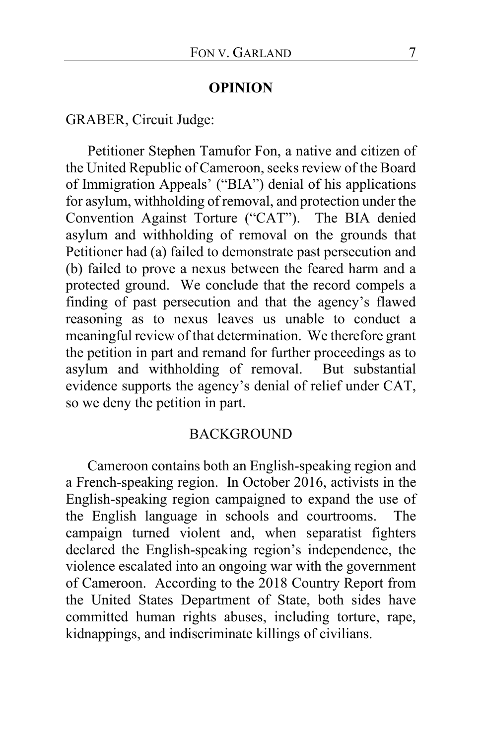## OPINION

GRABER, Circuit Judge:

Petitioner Stephen Tamufor Fon, a native and citizen of the United Republic of Cameroon, seeks review of the Board of Immigration Appeals' ("BIA") denial of his applications for asylum, withholding of removal, and protection under the Convention Against Torture ("CAT"). The BIA denied asylum and withholding of removal on the grounds that Petitioner had (a) failed to demonstrate past persecution and (b) failed to prove a nexus between the feared harm and a protected ground. We conclude that the record compels a finding of past persecution and that the agency's flawed reasoning as to nexus leaves us unable to conduct a meaningful review of that determination. We therefore grant the petition in part and remand for further proceedings as to asylum and withholding of removal. But substantial evidence supports the agency's denial of relief under CAT, so we deny the petition in part.

## BACKGROUND

Cameroon contains both an English-speaking region and a French-speaking region. In October 2016, activists in the English-speaking region campaigned to expand the use of the English language in schools and courtrooms. The campaign turned violent and, when separatist fighters declared the English-speaking region's independence, the violence escalated into an ongoing war with the government of Cameroon. According to the 2018 Country Report from the United States Department of State, both sides have committed human rights abuses, including torture, rape, kidnappings, and indiscriminate killings of civilians.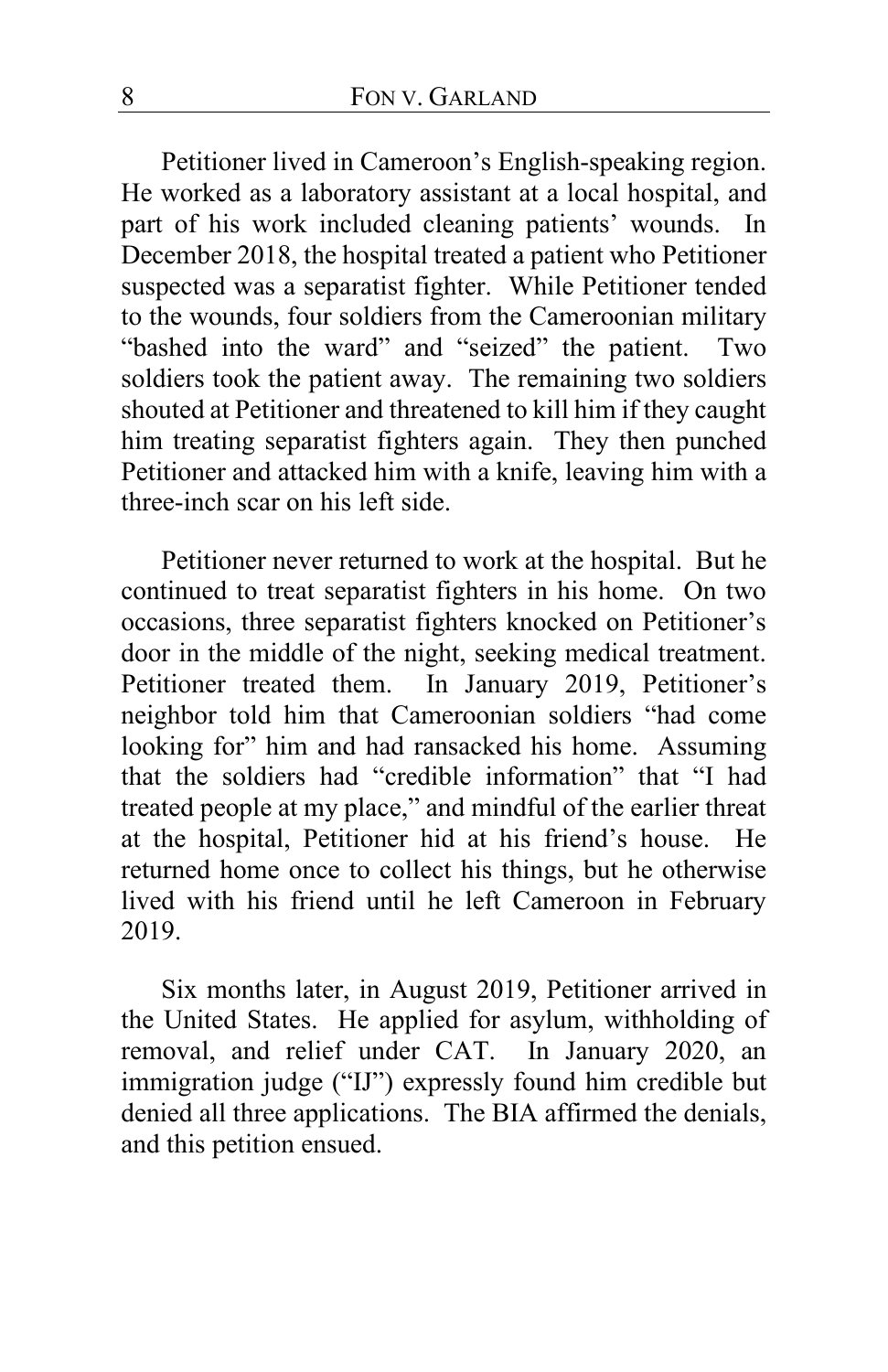Petitioner lived in Cameroon's English-speaking region. He worked as a laboratory assistant at a local hospital, and part of his work included cleaning patients' wounds. In December 2018, the hospital treated a patient who Petitioner suspected was a separatist fighter. While Petitioner tended to the wounds, four soldiers from the Cameroonian military "bashed into the ward" and "seized" the patient. Two soldiers took the patient away. The remaining two soldiers shouted at Petitioner and threatened to kill him if they caught him treating separatist fighters again. They then punched Petitioner and attacked him with a knife, leaving him with a three-inch scar on his left side.

Petitioner never returned to work at the hospital. But he continued to treat separatist fighters in his home. On two occasions, three separatist fighters knocked on Petitioner's door in the middle of the night, seeking medical treatment. Petitioner treated them. In January 2019, Petitioner's neighbor told him that Cameroonian soldiers "had come looking for" him and had ransacked his home. Assuming that the soldiers had "credible information" that "I had treated people at my place," and mindful of the earlier threat at the hospital, Petitioner hid at his friend's house. He returned home once to collect his things, but he otherwise lived with his friend until he left Cameroon in February 2019.

Six months later, in August 2019, Petitioner arrived in the United States. He applied for asylum, withholding of removal, and relief under CAT. In January 2020, an immigration judge ("IJ") expressly found him credible but denied all three applications. The BIA affirmed the denials, and this petition ensued.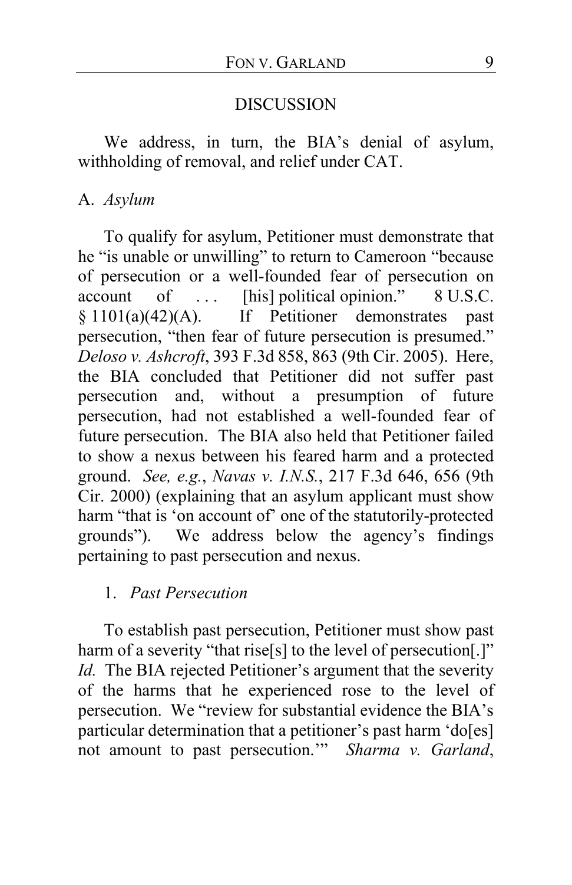## DISCUSSION

We address, in turn, the BIA's denial of asylum, withholding of removal, and relief under CAT.

### A. *Asylum*

To qualify for asylum, Petitioner must demonstrate that he "is unable or unwilling" to return to Cameroon "because of persecution or a well-founded fear of persecution on account of . . . [his] political opinion." 8 U.S.C. § 1101(a)(42)(A). If Petitioner demonstrates past persecution, "then fear of future persecution is presumed." *Deloso v. Ashcroft*, 393 F.3d 858, 863 (9th Cir. 2005). Here, the BIA concluded that Petitioner did not suffer past persecution and, without a presumption of future persecution, had not established a well-founded fear of future persecution. The BIA also held that Petitioner failed to show a nexus between his feared harm and a protected ground. *See, e.g.*, *Navas v. I.N.S.*, 217 F.3d 646, 656 (9th Cir. 2000) (explaining that an asylum applicant must show harm "that is 'on account of' one of the statutorily-protected grounds"). We address below the agency's findings pertaining to past persecution and nexus.

#### 1. *Past Persecution*

To establish past persecution, Petitioner must show past harm of a severity "that rise[s] to the level of persecution[.]" *Id.* The BIA rejected Petitioner's argument that the severity of the harms that he experienced rose to the level of persecution. We "review for substantial evidence the BIA's particular determination that a petitioner's past harm 'do[es] not amount to past persecution.'" *Sharma v. Garland*,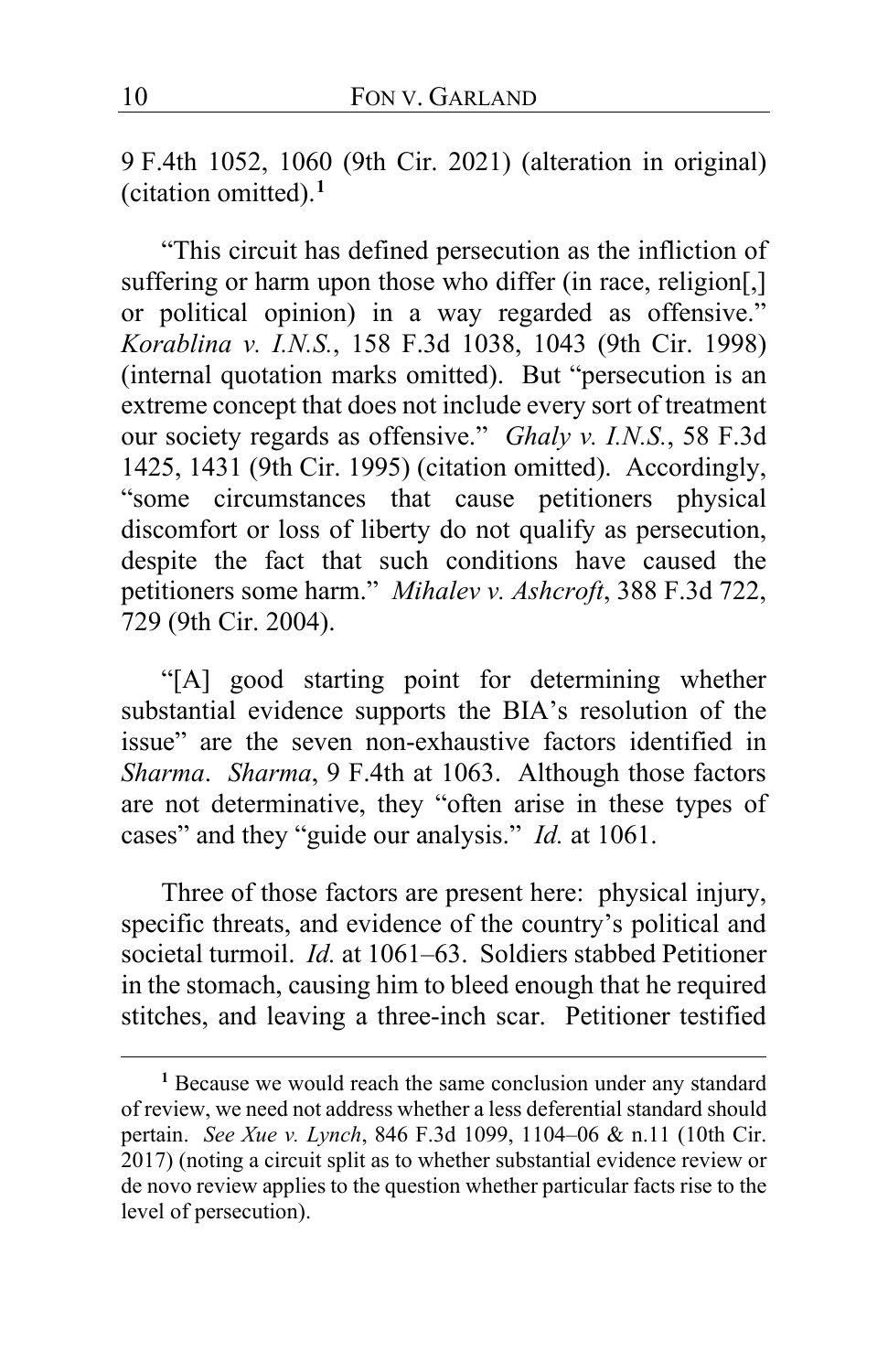9 F.4th 1052, 1060 (9th Cir. 2021) (alteration in original) (citation omitted).[1]

"This circuit has defined persecution as the infliction of suffering or harm upon those who differ (in race, religion[,] or political opinion) in a way regarded as offensive." *Korablina v. I.N.S.*, 158 F.3d 1038, 1043 (9th Cir. 1998) (internal quotation marks omitted). But "persecution is an extreme concept that does not include every sort of treatment our society regards as offensive." *Ghaly v. I.N.S.*, 58 F.3d 1425, 1431 (9th Cir. 1995) (citation omitted). Accordingly, "some circumstances that cause petitioners physical discomfort or loss of liberty do not qualify as persecution, despite the fact that such conditions have caused the petitioners some harm." *Mihalev v. Ashcroft*, 388 F.3d 722, 729 (9th Cir. 2004).

"[A] good starting point for determining whether substantial evidence supports the BIA's resolution of the issue" are the seven non-exhaustive factors identified in *Sharma*. *Sharma*, 9 F.4th at 1063. Although those factors are not determinative, they "often arise in these types of cases" and they "guide our analysis." *Id.* at 1061.

Three of those factors are present here: physical injury, specific threats, and evidence of the country's political and societal turmoil. *Id.* at 1061–63. Soldiers stabbed Petitioner in the stomach, causing him to bleed enough that he required stitches, and leaving a three-inch scar. Petitioner testified

[1] Because we would reach the same conclusion under any standard of review, we need not address whether a less deferential standard should pertain. *See Xue v. Lynch*, 846 F.3d 1099, 1104–06 & n.11 (10th Cir. 2017) (noting a circuit split as to whether substantial evidence review or de novo review applies to the question whether particular facts rise to the level of persecution).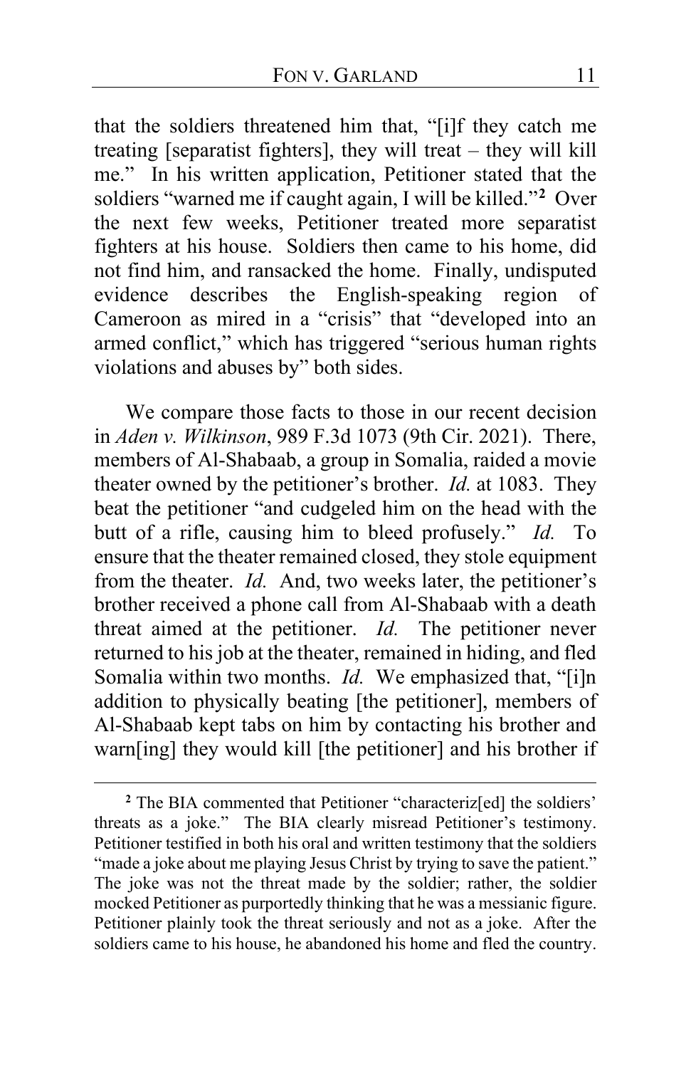that the soldiers threatened him that, "[i]f they catch me treating [separatist fighters], they will treat – they will kill me." In his written application, Petitioner stated that the soldiers "warned me if caught again, I will be killed."[2] Over the next few weeks, Petitioner treated more separatist fighters at his house. Soldiers then came to his home, did not find him, and ransacked the home. Finally, undisputed evidence describes the English-speaking region of Cameroon as mired in a "crisis" that "developed into an armed conflict," which has triggered "serious human rights violations and abuses by" both sides.

We compare those facts to those in our recent decision in *Aden v. Wilkinson*, 989 F.3d 1073 (9th Cir. 2021). There, members of Al-Shabaab, a group in Somalia, raided a movie theater owned by the petitioner's brother. *Id.* at 1083. They beat the petitioner "and cudgeled him on the head with the butt of a rifle, causing him to bleed profusely." *Id.* To ensure that the theater remained closed, they stole equipment from the theater. *Id.* And, two weeks later, the petitioner's brother received a phone call from Al-Shabaab with a death threat aimed at the petitioner. *Id.* The petitioner never returned to his job at the theater, remained in hiding, and fled Somalia within two months. *Id.* We emphasized that, "[i]n addition to physically beating [the petitioner], members of Al-Shabaab kept tabs on him by contacting his brother and warn[ing] they would kill [the petitioner] and his brother if

---

[2] The BIA commented that Petitioner "characteriz[ed] the soldiers' threats as a joke." The BIA clearly misread Petitioner's testimony. Petitioner testified in both his oral and written testimony that the soldiers "made a joke about me playing Jesus Christ by trying to save the patient." The joke was not the threat made by the soldier; rather, the soldier mocked Petitioner as purportedly thinking that he was a messianic figure. Petitioner plainly took the threat seriously and not as a joke. After the soldiers came to his house, he abandoned his home and fled the country.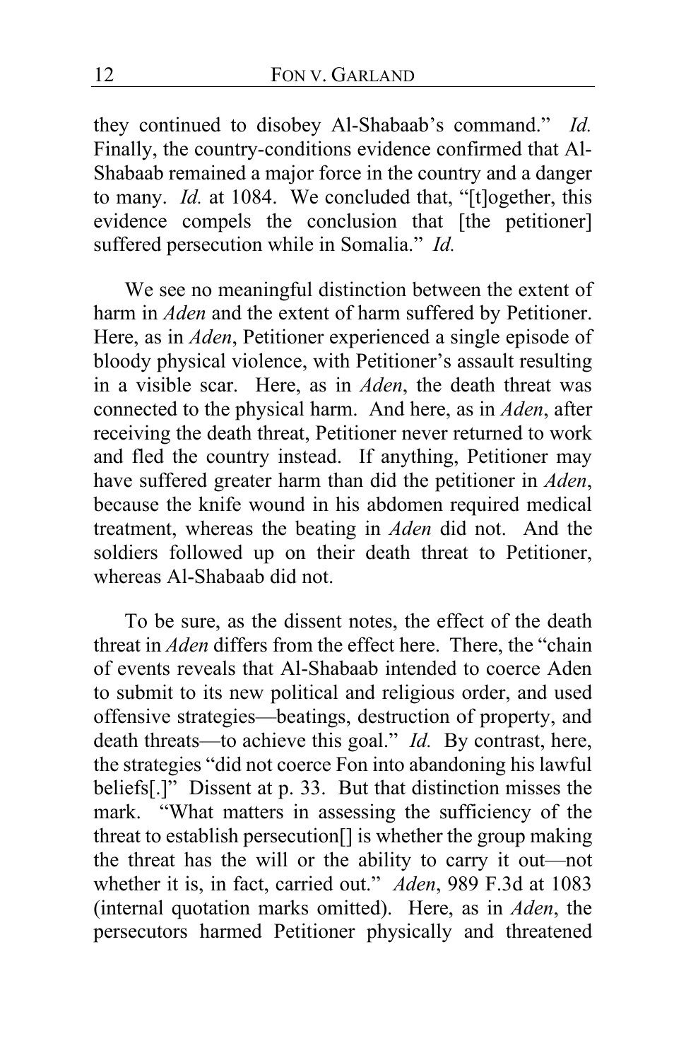they continued to disobey Al-Shabaab's command." *Id.* Finally, the country-conditions evidence confirmed that Al-Shabaab remained a major force in the country and a danger to many. *Id.* at 1084. We concluded that, "[t]ogether, this evidence compels the conclusion that [the petitioner] suffered persecution while in Somalia." *Id.*

We see no meaningful distinction between the extent of harm in *Aden* and the extent of harm suffered by Petitioner. Here, as in *Aden*, Petitioner experienced a single episode of bloody physical violence, with Petitioner's assault resulting in a visible scar. Here, as in *Aden*, the death threat was connected to the physical harm. And here, as in *Aden*, after receiving the death threat, Petitioner never returned to work and fled the country instead. If anything, Petitioner may have suffered greater harm than did the petitioner in *Aden*, because the knife wound in his abdomen required medical treatment, whereas the beating in *Aden* did not. And the soldiers followed up on their death threat to Petitioner, whereas Al-Shabaab did not.

To be sure, as the dissent notes, the effect of the death threat in *Aden* differs from the effect here. There, the "chain of events reveals that Al-Shabaab intended to coerce Aden to submit to its new political and religious order, and used offensive strategies—beatings, destruction of property, and death threats—to achieve this goal." *Id.* By contrast, here, the strategies "did not coerce Fon into abandoning his lawful beliefs[.]" Dissent at p. 33. But that distinction misses the mark. "What matters in assessing the sufficiency of the threat to establish persecution[] is whether the group making the threat has the will or the ability to carry it out—not whether it is, in fact, carried out." *Aden*, 989 F.3d at 1083 (internal quotation marks omitted). Here, as in *Aden*, the persecutors harmed Petitioner physically and threatened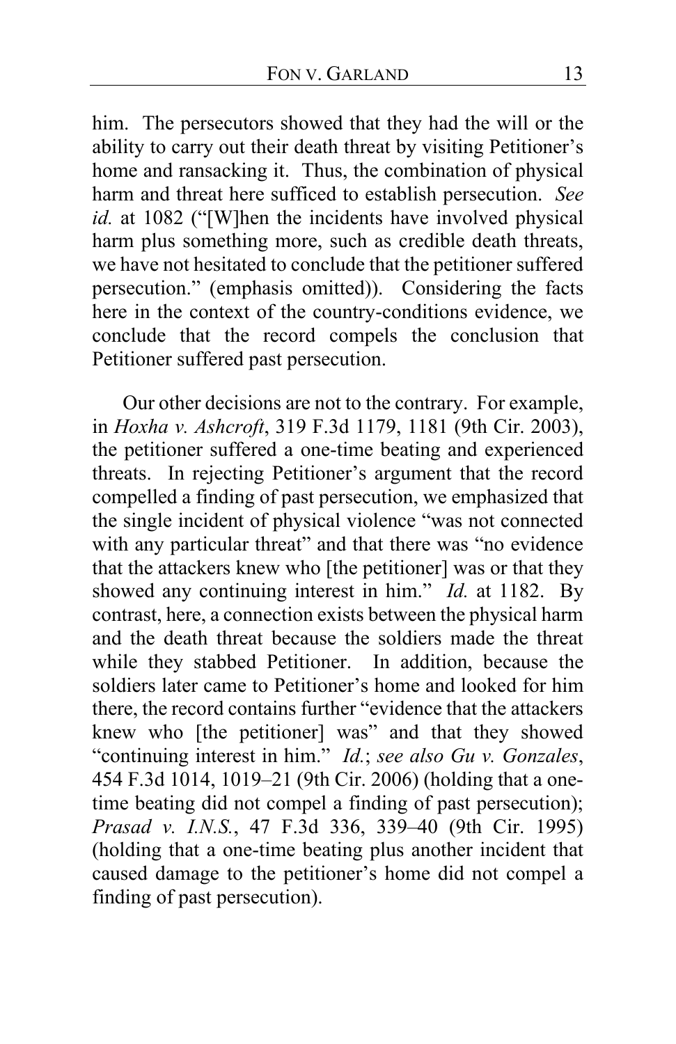him. The persecutors showed that they had the will or the ability to carry out their death threat by visiting Petitioner's home and ransacking it. Thus, the combination of physical harm and threat here sufficed to establish persecution. *See id.* at 1082 ("[W]hen the incidents have involved physical harm plus something more, such as credible death threats, we have not hesitated to conclude that the petitioner suffered persecution." (emphasis omitted)). Considering the facts here in the context of the country-conditions evidence, we conclude that the record compels the conclusion that Petitioner suffered past persecution.

Our other decisions are not to the contrary. For example, in *Hoxha v. Ashcroft*, 319 F.3d 1179, 1181 (9th Cir. 2003), the petitioner suffered a one-time beating and experienced threats. In rejecting Petitioner's argument that the record compelled a finding of past persecution, we emphasized that the single incident of physical violence "was not connected with any particular threat" and that there was "no evidence that the attackers knew who [the petitioner] was or that they showed any continuing interest in him." *Id.* at 1182. By contrast, here, a connection exists between the physical harm and the death threat because the soldiers made the threat while they stabbed Petitioner. In addition, because the soldiers later came to Petitioner's home and looked for him there, the record contains further "evidence that the attackers knew who [the petitioner] was" and that they showed "continuing interest in him." *Id.*; *see also Gu v. Gonzales*, 454 F.3d 1014, 1019–21 (9th Cir. 2006) (holding that a one-time beating did not compel a finding of past persecution); *Prasad v. I.N.S.*, 47 F.3d 336, 339–40 (9th Cir. 1995) (holding that a one-time beating plus another incident that caused damage to the petitioner's home did not compel a finding of past persecution).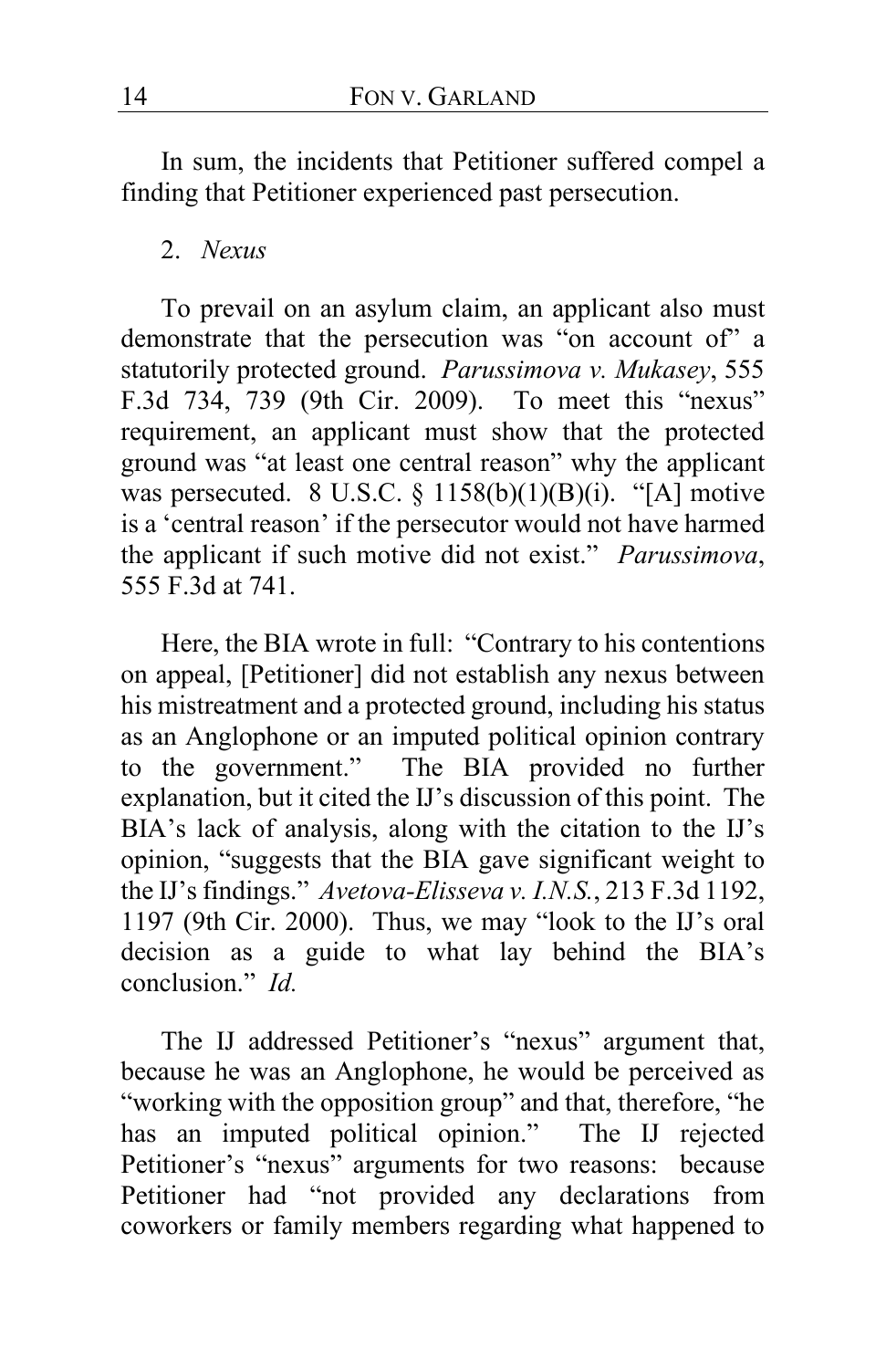In sum, the incidents that Petitioner suffered compel a finding that Petitioner experienced past persecution.

2. *Nexus*

To prevail on an asylum claim, an applicant also must demonstrate that the persecution was "on account of" a statutorily protected ground. *Parussimova v. Mukasey*, 555 F.3d 734, 739 (9th Cir. 2009). To meet this "nexus" requirement, an applicant must show that the protected ground was "at least one central reason" why the applicant was persecuted. 8 U.S.C. § 1158(b)(1)(B)(i). "[A] motive is a 'central reason' if the persecutor would not have harmed the applicant if such motive did not exist." *Parussimova*, 555 F.3d at 741.

Here, the BIA wrote in full: "Contrary to his contentions on appeal, [Petitioner] did not establish any nexus between his mistreatment and a protected ground, including his status as an Anglophone or an imputed political opinion contrary to the government." The BIA provided no further explanation, but it cited the IJ's discussion of this point. The BIA's lack of analysis, along with the citation to the IJ's opinion, "suggests that the BIA gave significant weight to the IJ's findings." *Avetova-Elisseva v. I.N.S.*, 213 F.3d 1192, 1197 (9th Cir. 2000). Thus, we may "look to the IJ's oral decision as a guide to what lay behind the BIA's conclusion." *Id.*

The IJ addressed Petitioner's "nexus" argument that, because he was an Anglophone, he would be perceived as "working with the opposition group" and that, therefore, "he has an imputed political opinion." The IJ rejected Petitioner's "nexus" arguments for two reasons: because Petitioner had "not provided any declarations from coworkers or family members regarding what happened to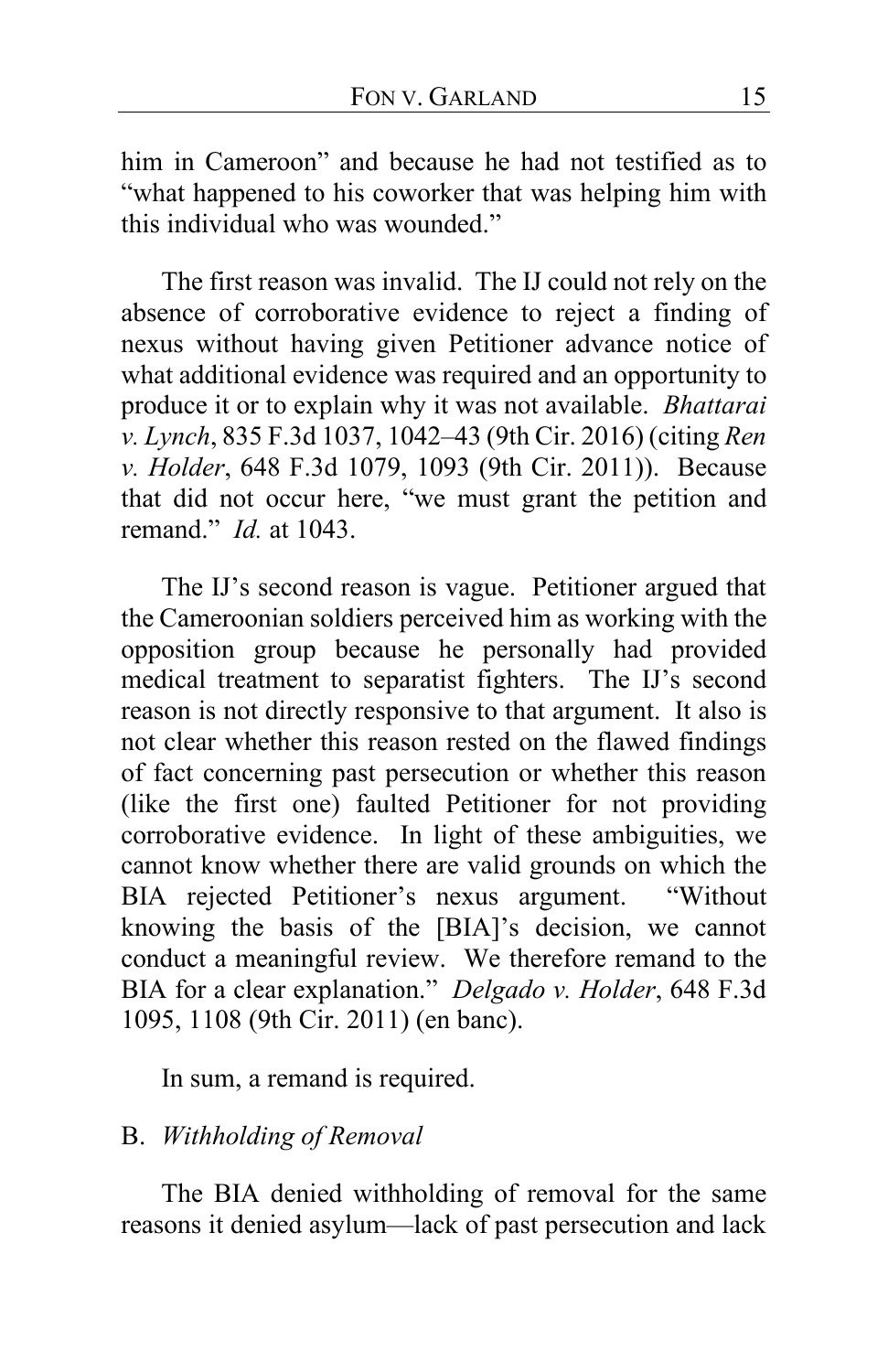him in Cameroon" and because he had not testified as to "what happened to his coworker that was helping him with this individual who was wounded."

The first reason was invalid. The IJ could not rely on the absence of corroborative evidence to reject a finding of nexus without having given Petitioner advance notice of what additional evidence was required and an opportunity to produce it or to explain why it was not available. *Bhattarai v. Lynch*, 835 F.3d 1037, 1042–43 (9th Cir. 2016) (citing *Ren v. Holder*, 648 F.3d 1079, 1093 (9th Cir. 2011)). Because that did not occur here, "we must grant the petition and remand." *Id.* at 1043.

The IJ's second reason is vague. Petitioner argued that the Cameroonian soldiers perceived him as working with the opposition group because he personally had provided medical treatment to separatist fighters. The IJ's second reason is not directly responsive to that argument. It also is not clear whether this reason rested on the flawed findings of fact concerning past persecution or whether this reason (like the first one) faulted Petitioner for not providing corroborative evidence. In light of these ambiguities, we cannot know whether there are valid grounds on which the BIA rejected Petitioner's nexus argument. "Without knowing the basis of the [BIA]'s decision, we cannot conduct a meaningful review. We therefore remand to the BIA for a clear explanation." *Delgado v. Holder*, 648 F.3d 1095, 1108 (9th Cir. 2011) (en banc).

In sum, a remand is required.

B. *Withholding of Removal*

The BIA denied withholding of removal for the same reasons it denied asylum—lack of past persecution and lack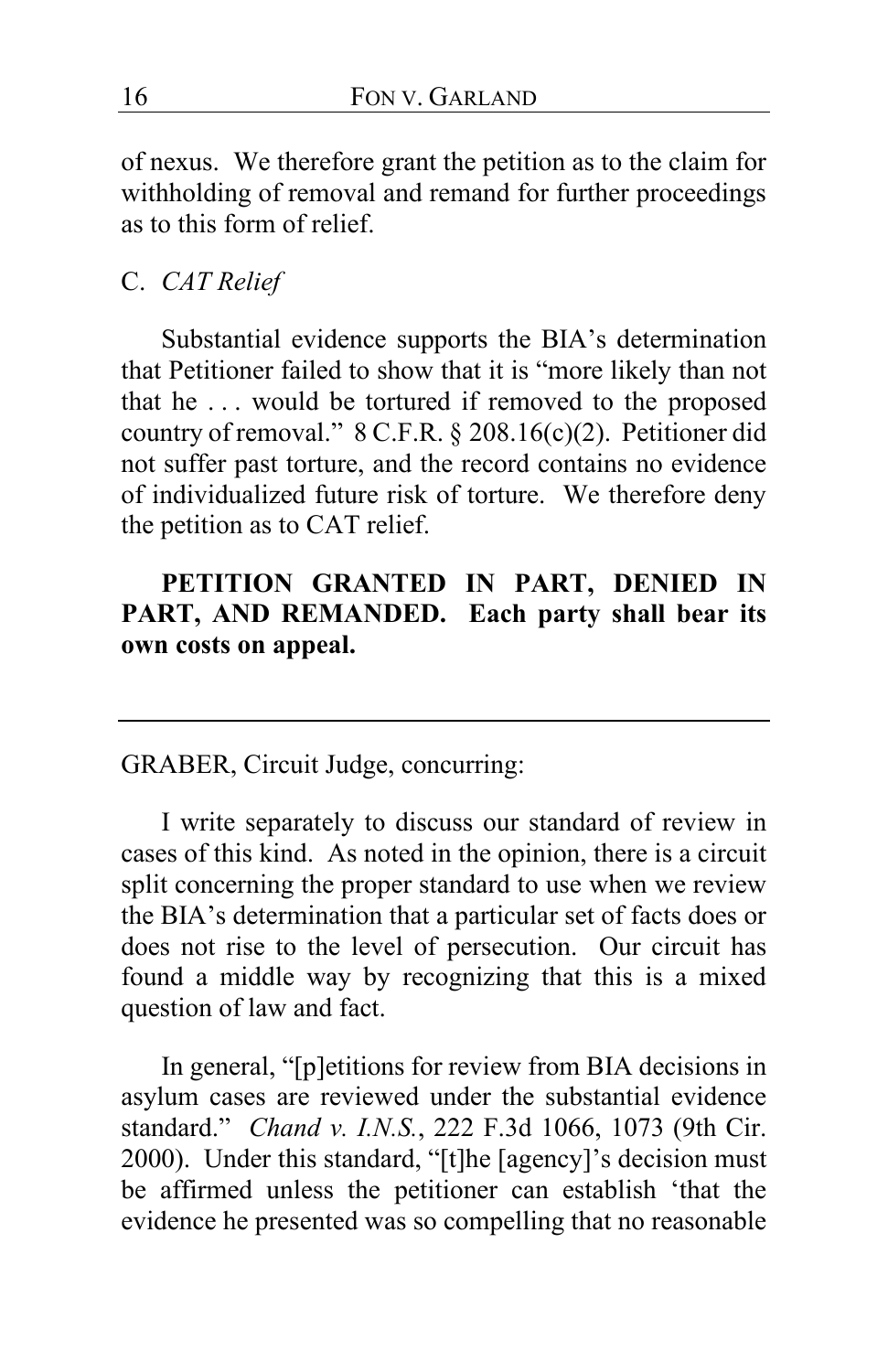of nexus. We therefore grant the petition as to the claim for withholding of removal and remand for further proceedings as to this form of relief.

### C. *CAT Relief*

Substantial evidence supports the BIA's determination that Petitioner failed to show that it is "more likely than not that he . . . would be tortured if removed to the proposed country of removal." 8 C.F.R. § 208.16(c)(2). Petitioner did not suffer past torture, and the record contains no evidence of individualized future risk of torture. We therefore deny the petition as to CAT relief.

**PETITION GRANTED IN PART, DENIED IN PART, AND REMANDED. Each party shall bear its own costs on appeal.**

---

GRABER, Circuit Judge, concurring:

I write separately to discuss our standard of review in cases of this kind. As noted in the opinion, there is a circuit split concerning the proper standard to use when we review the BIA's determination that a particular set of facts does or does not rise to the level of persecution. Our circuit has found a middle way by recognizing that this is a mixed question of law and fact.

In general, "[p]etitions for review from BIA decisions in asylum cases are reviewed under the substantial evidence standard." *Chand v. I.N.S.*, 222 F.3d 1066, 1073 (9th Cir. 2000). Under this standard, "[t]he [agency]'s decision must be affirmed unless the petitioner can establish 'that the evidence he presented was so compelling that no reasonable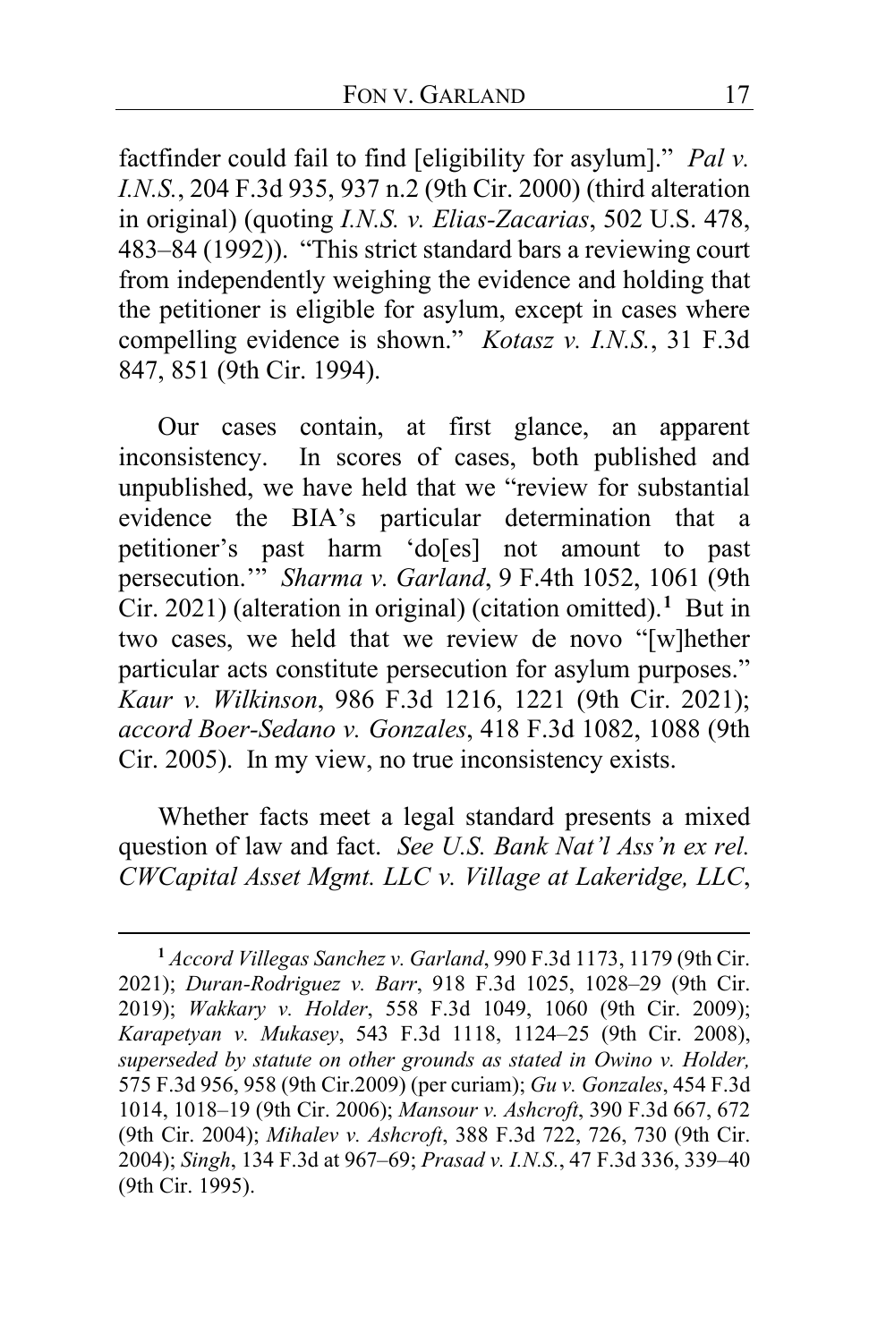factfinder could fail to find [eligibility for asylum]." *Pal v. I.N.S.*, 204 F.3d 935, 937 n.2 (9th Cir. 2000) (third alteration in original) (quoting *I.N.S. v. Elias-Zacarias*, 502 U.S. 478, 483–84 (1992)). "This strict standard bars a reviewing court from independently weighing the evidence and holding that the petitioner is eligible for asylum, except in cases where compelling evidence is shown." *Kotasz v. I.N.S.*, 31 F.3d 847, 851 (9th Cir. 1994).

Our cases contain, at first glance, an apparent inconsistency. In scores of cases, both published and unpublished, we have held that we "review for substantial evidence the BIA's particular determination that a petitioner's past harm 'do[es] not amount to past persecution.'" *Sharma v. Garland*, 9 F.4th 1052, 1061 (9th Cir. 2021) (alteration in original) (citation omitted).[1] But in two cases, we held that we review de novo "[w]hether particular acts constitute persecution for asylum purposes." *Kaur v. Wilkinson*, 986 F.3d 1216, 1221 (9th Cir. 2021); *accord Boer-Sedano v. Gonzales*, 418 F.3d 1082, 1088 (9th Cir. 2005). In my view, no true inconsistency exists.

Whether facts meet a legal standard presents a mixed question of law and fact. *See U.S. Bank Nat'l Ass'n ex rel. CWCapital Asset Mgmt. LLC v. Village at Lakeridge, LLC*,

---

[1] *Accord Villegas Sanchez v. Garland*, 990 F.3d 1173, 1179 (9th Cir. 2021); *Duran-Rodriguez v. Barr*, 918 F.3d 1025, 1028–29 (9th Cir. 2019); *Wakkary v. Holder*, 558 F.3d 1049, 1060 (9th Cir. 2009); *Karapetyan v. Mukasey*, 543 F.3d 1118, 1124–25 (9th Cir. 2008), *superseded by statute on other grounds as stated in Owino v. Holder,* 575 F.3d 956, 958 (9th Cir.2009) (per curiam); *Gu v. Gonzales*, 454 F.3d 1014, 1018–19 (9th Cir. 2006); *Mansour v. Ashcroft*, 390 F.3d 667, 672 (9th Cir. 2004); *Mihalev v. Ashcroft*, 388 F.3d 722, 726, 730 (9th Cir. 2004); *Singh*, 134 F.3d at 967–69; *Prasad v. I.N.S.*, 47 F.3d 336, 339–40 (9th Cir. 1995).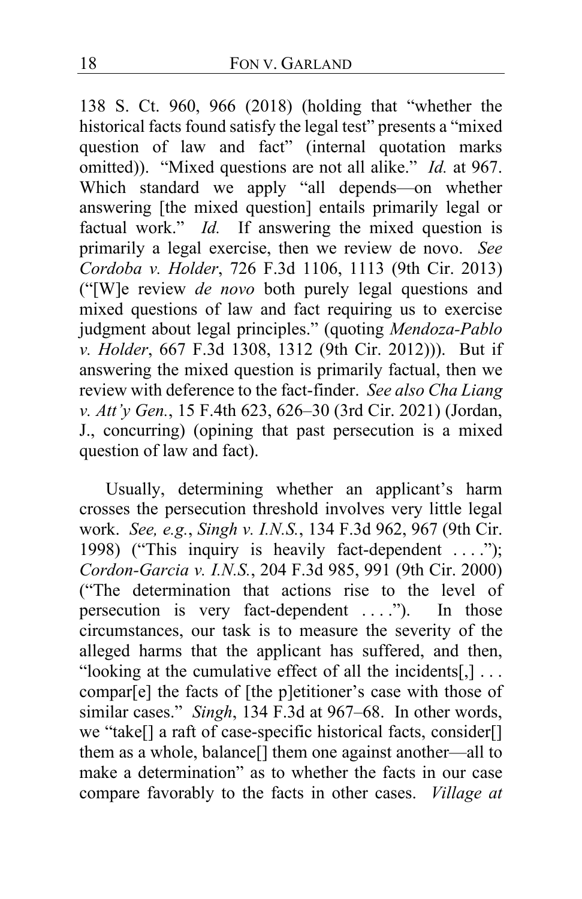138 S. Ct. 960, 966 (2018) (holding that "whether the historical facts found satisfy the legal test" presents a "mixed question of law and fact" (internal quotation marks omitted)). "Mixed questions are not all alike." *Id.* at 967. Which standard we apply "all depends—on whether answering [the mixed question] entails primarily legal or factual work." *Id.* If answering the mixed question is primarily a legal exercise, then we review de novo. *See Cordoba v. Holder*, 726 F.3d 1106, 1113 (9th Cir. 2013) ("[W]e review *de novo* both purely legal questions and mixed questions of law and fact requiring us to exercise judgment about legal principles." (quoting *Mendoza-Pablo v. Holder*, 667 F.3d 1308, 1312 (9th Cir. 2012))). But if answering the mixed question is primarily factual, then we review with deference to the fact-finder. *See also Cha Liang v. Att'y Gen.*, 15 F.4th 623, 626–30 (3rd Cir. 2021) (Jordan, J., concurring) (opining that past persecution is a mixed question of law and fact).

Usually, determining whether an applicant's harm crosses the persecution threshold involves very little legal work. *See, e.g.*, *Singh v. I.N.S.*, 134 F.3d 962, 967 (9th Cir. 1998) ("This inquiry is heavily fact-dependent . . . ."); *Cordon-Garcia v. I.N.S.*, 204 F.3d 985, 991 (9th Cir. 2000) ("The determination that actions rise to the level of persecution is very fact-dependent . . . ."). In those circumstances, our task is to measure the severity of the alleged harms that the applicant has suffered, and then, "looking at the cumulative effect of all the incidents[,] . . . compar[e] the facts of [the p]etitioner's case with those of similar cases." *Singh*, 134 F.3d at 967–68. In other words, we "take[] a raft of case-specific historical facts, consider[] them as a whole, balance[] them one against another—all to make a determination" as to whether the facts in our case compare favorably to the facts in other cases. *Village at*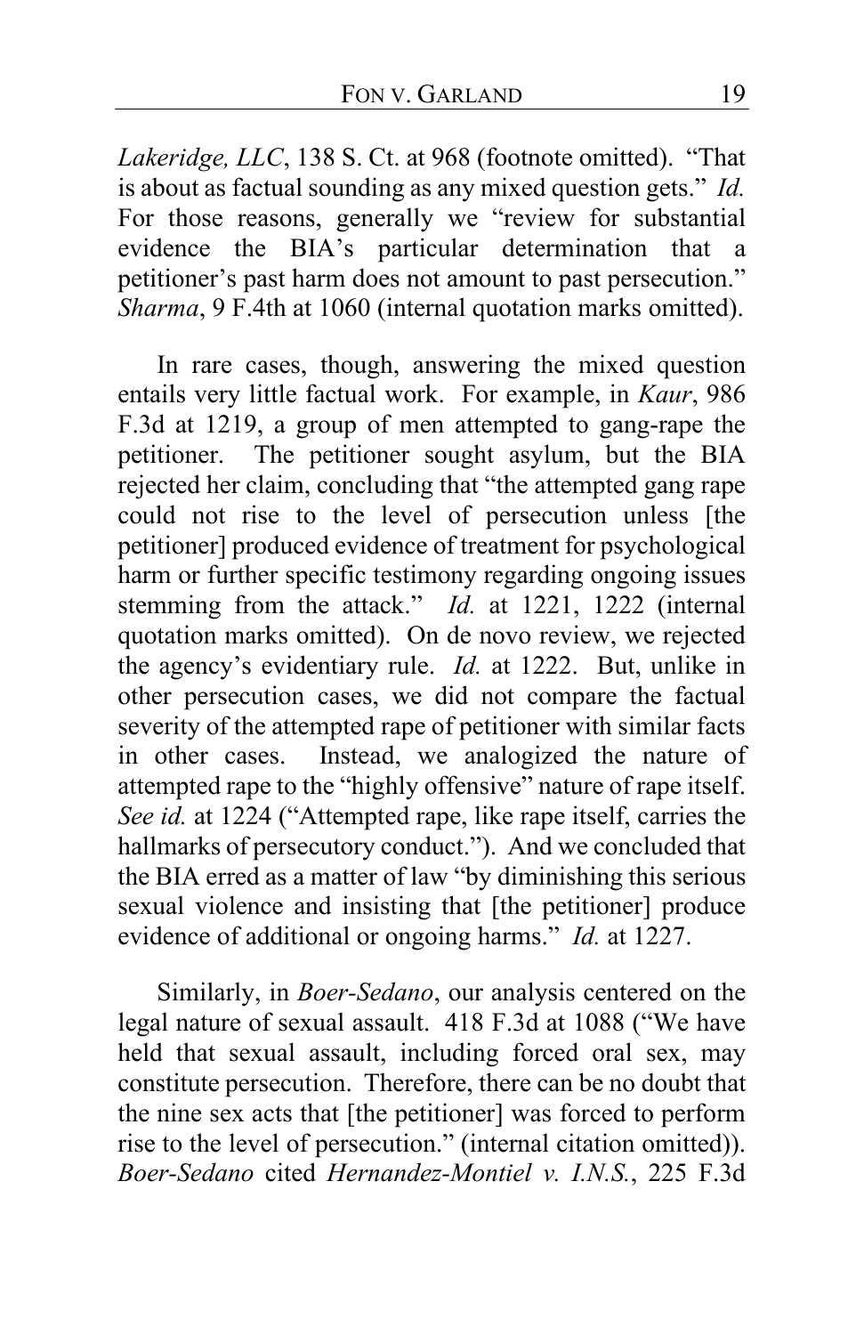*Lakeridge, LLC*, 138 S. Ct. at 968 (footnote omitted). "That is about as factual sounding as any mixed question gets." *Id.* For those reasons, generally we "review for substantial evidence the BIA's particular determination that a petitioner's past harm does not amount to past persecution." *Sharma*, 9 F.4th at 1060 (internal quotation marks omitted).

In rare cases, though, answering the mixed question entails very little factual work. For example, in *Kaur*, 986 F.3d at 1219, a group of men attempted to gang-rape the petitioner. The petitioner sought asylum, but the BIA rejected her claim, concluding that "the attempted gang rape could not rise to the level of persecution unless [the petitioner] produced evidence of treatment for psychological harm or further specific testimony regarding ongoing issues stemming from the attack." *Id.* at 1221, 1222 (internal quotation marks omitted). On de novo review, we rejected the agency's evidentiary rule. *Id.* at 1222. But, unlike in other persecution cases, we did not compare the factual severity of the attempted rape of petitioner with similar facts in other cases. Instead, we analogized the nature of attempted rape to the "highly offensive" nature of rape itself. *See id.* at 1224 ("Attempted rape, like rape itself, carries the hallmarks of persecutory conduct."). And we concluded that the BIA erred as a matter of law "by diminishing this serious sexual violence and insisting that [the petitioner] produce evidence of additional or ongoing harms." *Id.* at 1227.

Similarly, in *Boer-Sedano*, our analysis centered on the legal nature of sexual assault. 418 F.3d at 1088 ("We have held that sexual assault, including forced oral sex, may constitute persecution. Therefore, there can be no doubt that the nine sex acts that [the petitioner] was forced to perform rise to the level of persecution." (internal citation omitted)). *Boer-Sedano* cited *Hernandez-Montiel v. I.N.S.*, 225 F.3d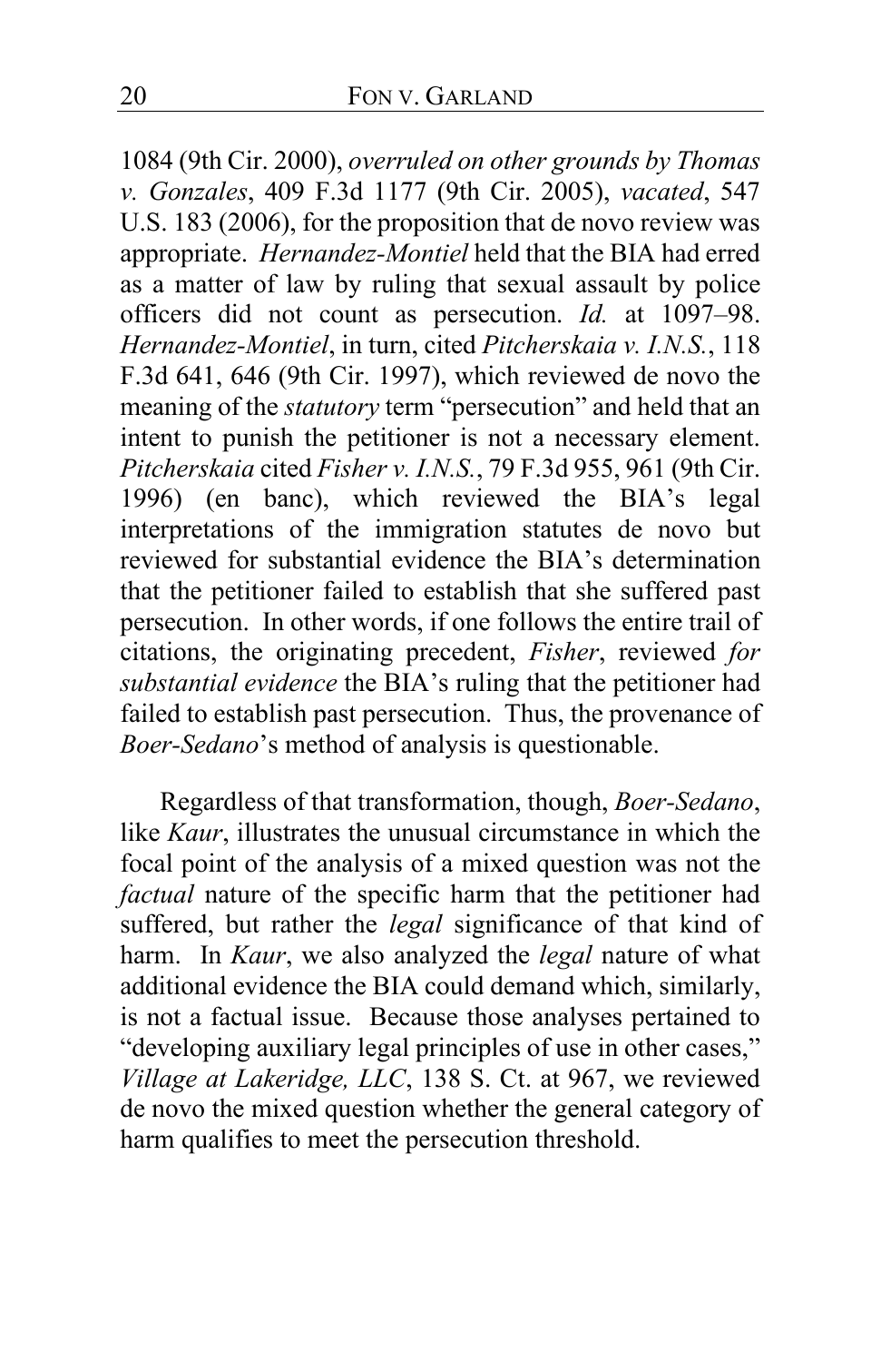1084 (9th Cir. 2000), *overruled on other grounds by Thomas v. Gonzales*, 409 F.3d 1177 (9th Cir. 2005), *vacated*, 547 U.S. 183 (2006), for the proposition that de novo review was appropriate. *Hernandez-Montiel* held that the BIA had erred as a matter of law by ruling that sexual assault by police officers did not count as persecution. *Id.* at 1097–98. *Hernandez-Montiel*, in turn, cited *Pitcherskaia v. I.N.S.*, 118 F.3d 641, 646 (9th Cir. 1997), which reviewed de novo the meaning of the *statutory* term "persecution" and held that an intent to punish the petitioner is not a necessary element. *Pitcherskaia* cited *Fisher v. I.N.S.*, 79 F.3d 955, 961 (9th Cir. 1996) (en banc), which reviewed the BIA's legal interpretations of the immigration statutes de novo but reviewed for substantial evidence the BIA's determination that the petitioner failed to establish that she suffered past persecution. In other words, if one follows the entire trail of citations, the originating precedent, *Fisher*, reviewed *for substantial evidence* the BIA's ruling that the petitioner had failed to establish past persecution. Thus, the provenance of *Boer-Sedano*'s method of analysis is questionable.

Regardless of that transformation, though, *Boer-Sedano*, like *Kaur*, illustrates the unusual circumstance in which the focal point of the analysis of a mixed question was not the *factual* nature of the specific harm that the petitioner had suffered, but rather the *legal* significance of that kind of harm. In *Kaur*, we also analyzed the *legal* nature of what additional evidence the BIA could demand which, similarly, is not a factual issue. Because those analyses pertained to "developing auxiliary legal principles of use in other cases," *Village at Lakeridge, LLC*, 138 S. Ct. at 967, we reviewed de novo the mixed question whether the general category of harm qualifies to meet the persecution threshold.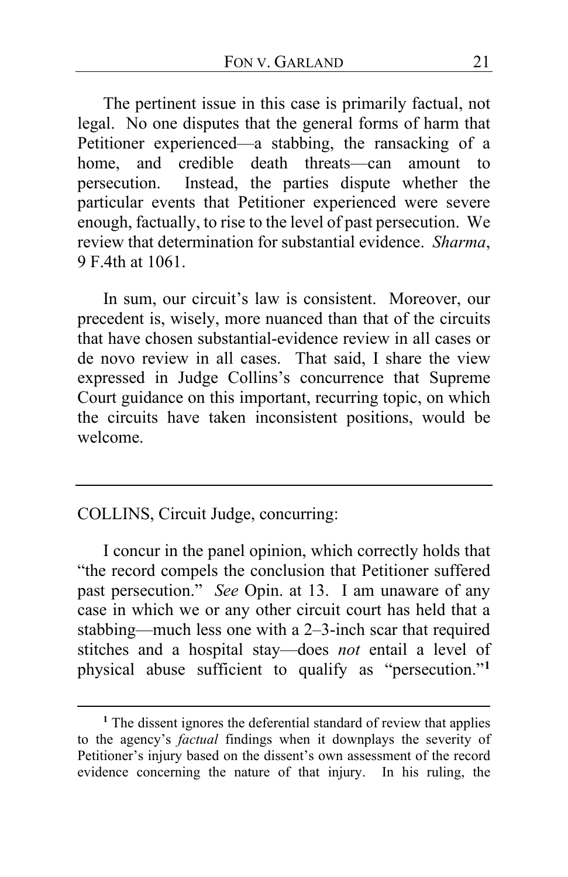The pertinent issue in this case is primarily factual, not legal. No one disputes that the general forms of harm that Petitioner experienced—a stabbing, the ransacking of a home, and credible death threats—can amount to persecution. Instead, the parties dispute whether the particular events that Petitioner experienced were severe enough, factually, to rise to the level of past persecution. We review that determination for substantial evidence. *Sharma*, 9 F.4th at 1061.

In sum, our circuit's law is consistent. Moreover, our precedent is, wisely, more nuanced than that of the circuits that have chosen substantial-evidence review in all cases or de novo review in all cases. That said, I share the view expressed in Judge Collins's concurrence that Supreme Court guidance on this important, recurring topic, on which the circuits have taken inconsistent positions, would be welcome.

---

COLLINS, Circuit Judge, concurring:

I concur in the panel opinion, which correctly holds that "the record compels the conclusion that Petitioner suffered past persecution." *See* Opin. at 13. I am unaware of any case in which we or any other circuit court has held that a stabbing—much less one with a 2–3-inch scar that required stitches and a hospital stay—does *not* entail a level of physical abuse sufficient to qualify as "persecution."[1]

---

[1] The dissent ignores the deferential standard of review that applies to the agency's *factual* findings when it downplays the severity of Petitioner's injury based on the dissent's own assessment of the record evidence concerning the nature of that injury. In his ruling, the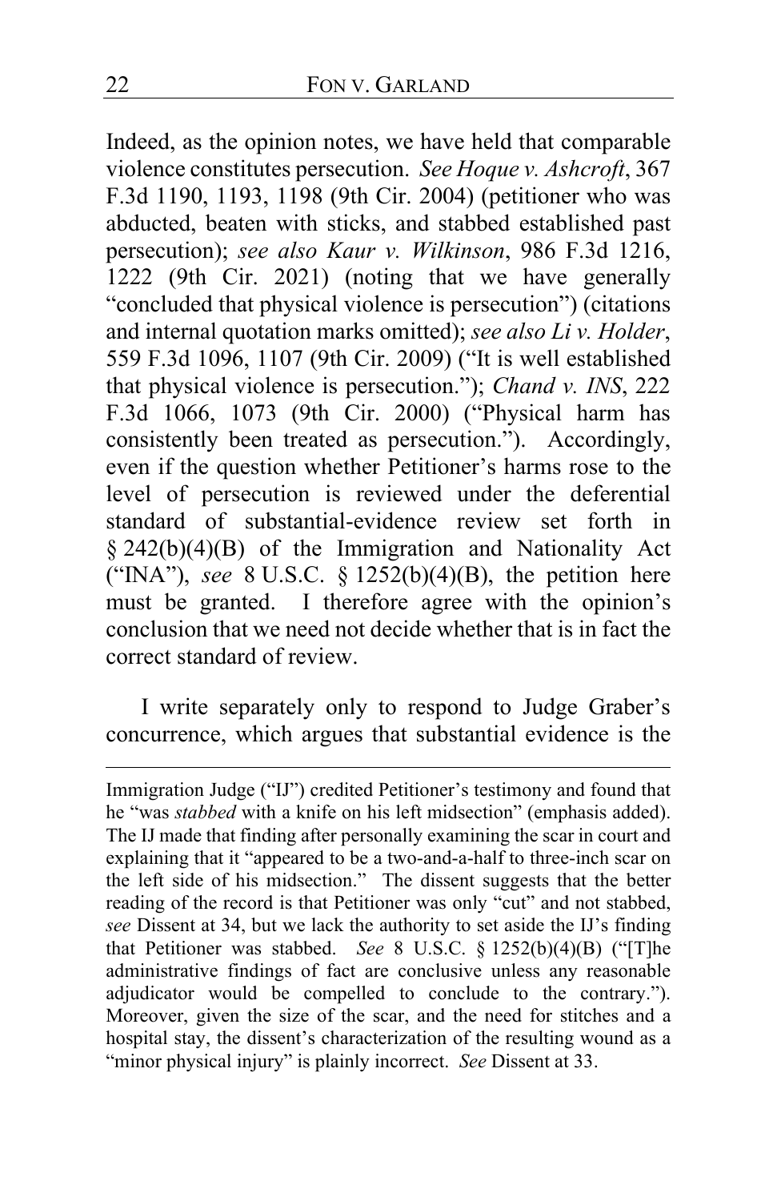Indeed, as the opinion notes, we have held that comparable violence constitutes persecution. *See Hoque v. Ashcroft*, 367 F.3d 1190, 1193, 1198 (9th Cir. 2004) (petitioner who was abducted, beaten with sticks, and stabbed established past persecution); *see also Kaur v. Wilkinson*, 986 F.3d 1216, 1222 (9th Cir. 2021) (noting that we have generally "concluded that physical violence is persecution") (citations and internal quotation marks omitted); *see also Li v. Holder*, 559 F.3d 1096, 1107 (9th Cir. 2009) ("It is well established that physical violence is persecution."); *Chand v. INS*, 222 F.3d 1066, 1073 (9th Cir. 2000) ("Physical harm has consistently been treated as persecution."). Accordingly, even if the question whether Petitioner's harms rose to the level of persecution is reviewed under the deferential standard of substantial-evidence review set forth in § 242(b)(4)(B) of the Immigration and Nationality Act ("INA"), *see* 8 U.S.C. § 1252(b)(4)(B), the petition here must be granted. I therefore agree with the opinion's conclusion that we need not decide whether that is in fact the correct standard of review.

I write separately only to respond to Judge Graber's concurrence, which argues that substantial evidence is the

---

Immigration Judge ("IJ") credited Petitioner's testimony and found that he "was *stabbed* with a knife on his left midsection" (emphasis added). The IJ made that finding after personally examining the scar in court and explaining that it "appeared to be a two-and-a-half to three-inch scar on the left side of his midsection." The dissent suggests that the better reading of the record is that Petitioner was only "cut" and not stabbed, *see* Dissent at 34, but we lack the authority to set aside the IJ's finding that Petitioner was stabbed. *See* 8 U.S.C. § 1252(b)(4)(B) ("[T]he administrative findings of fact are conclusive unless any reasonable adjudicator would be compelled to conclude to the contrary."). Moreover, given the size of the scar, and the need for stitches and a hospital stay, the dissent's characterization of the resulting wound as a "minor physical injury" is plainly incorrect. *See* Dissent at 33.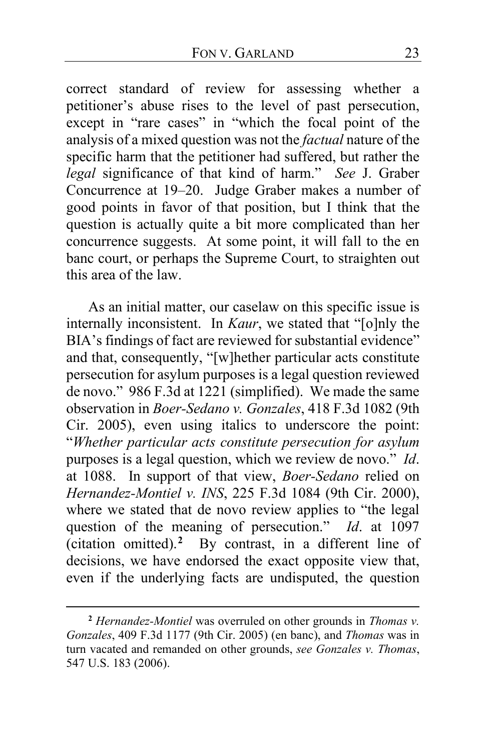correct standard of review for assessing whether a petitioner's abuse rises to the level of past persecution, except in "rare cases" in "which the focal point of the analysis of a mixed question was not the *factual* nature of the specific harm that the petitioner had suffered, but rather the *legal* significance of that kind of harm." *See* J. Graber Concurrence at 19–20. Judge Graber makes a number of good points in favor of that position, but I think that the question is actually quite a bit more complicated than her concurrence suggests. At some point, it will fall to the en banc court, or perhaps the Supreme Court, to straighten out this area of the law.

As an initial matter, our caselaw on this specific issue is internally inconsistent. In *Kaur*, we stated that "[o]nly the BIA's findings of fact are reviewed for substantial evidence" and that, consequently, "[w]hether particular acts constitute persecution for asylum purposes is a legal question reviewed de novo." 986 F.3d at 1221 (simplified). We made the same observation in *Boer-Sedano v. Gonzales*, 418 F.3d 1082 (9th Cir. 2005), even using italics to underscore the point: "*Whether particular acts constitute persecution for asylum* purposes is a legal question, which we review de novo." *Id*. at 1088. In support of that view, *Boer-Sedano* relied on *Hernandez-Montiel v. INS*, 225 F.3d 1084 (9th Cir. 2000), where we stated that de novo review applies to "the legal question of the meaning of persecution." *Id*. at 1097 (citation omitted).[2] By contrast, in a different line of decisions, we have endorsed the exact opposite view that, even if the underlying facts are undisputed, the question

[2] *Hernandez-Montiel* was overruled on other grounds in *Thomas v. Gonzales*, 409 F.3d 1177 (9th Cir. 2005) (en banc), and *Thomas* was in turn vacated and remanded on other grounds, *see Gonzales v. Thomas*, 547 U.S. 183 (2006).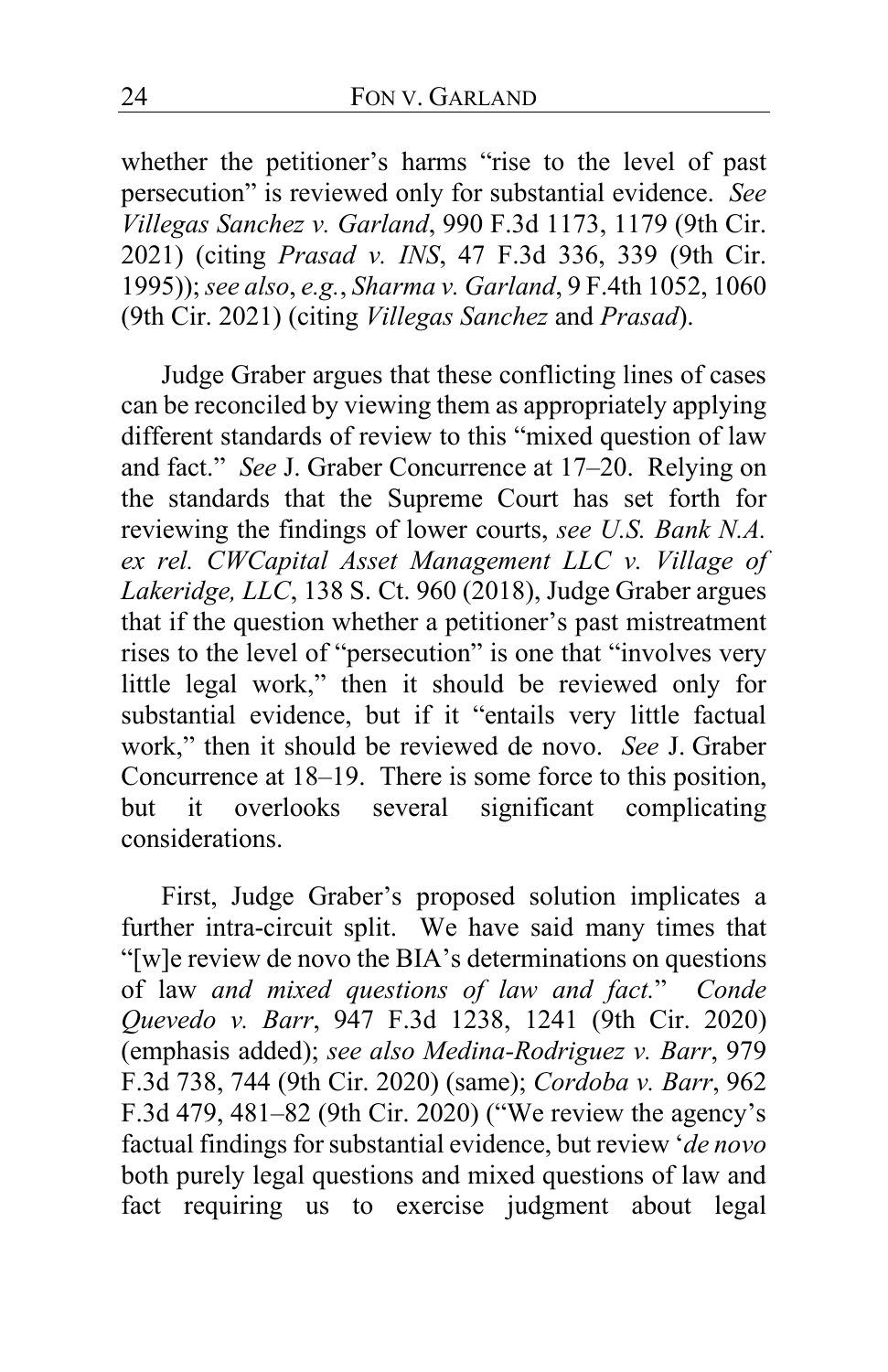whether the petitioner's harms "rise to the level of past persecution" is reviewed only for substantial evidence. *See Villegas Sanchez v. Garland*, 990 F.3d 1173, 1179 (9th Cir. 2021) (citing *Prasad v. INS*, 47 F.3d 336, 339 (9th Cir. 1995)); *see also*, *e.g.*, *Sharma v. Garland*, 9 F.4th 1052, 1060 (9th Cir. 2021) (citing *Villegas Sanchez* and *Prasad*).

Judge Graber argues that these conflicting lines of cases can be reconciled by viewing them as appropriately applying different standards of review to this "mixed question of law and fact." *See* J. Graber Concurrence at 17–20. Relying on the standards that the Supreme Court has set forth for reviewing the findings of lower courts, *see U.S. Bank N.A. ex rel. CWCapital Asset Management LLC v. Village of Lakeridge, LLC*, 138 S. Ct. 960 (2018), Judge Graber argues that if the question whether a petitioner's past mistreatment rises to the level of "persecution" is one that "involves very little legal work," then it should be reviewed only for substantial evidence, but if it "entails very little factual work," then it should be reviewed de novo. *See* J. Graber Concurrence at 18–19. There is some force to this position, but it overlooks several significant complicating considerations.

First, Judge Graber's proposed solution implicates a further intra-circuit split. We have said many times that "[w]e review de novo the BIA's determinations on questions of law *and mixed questions of law and fact.*" *Conde Quevedo v. Barr*, 947 F.3d 1238, 1241 (9th Cir. 2020) (emphasis added); *see also Medina-Rodriguez v. Barr*, 979 F.3d 738, 744 (9th Cir. 2020) (same); *Cordoba v. Barr*, 962 F.3d 479, 481–82 (9th Cir. 2020) ("We review the agency's factual findings for substantial evidence, but review '*de novo* both purely legal questions and mixed questions of law and fact requiring us to exercise judgment about legal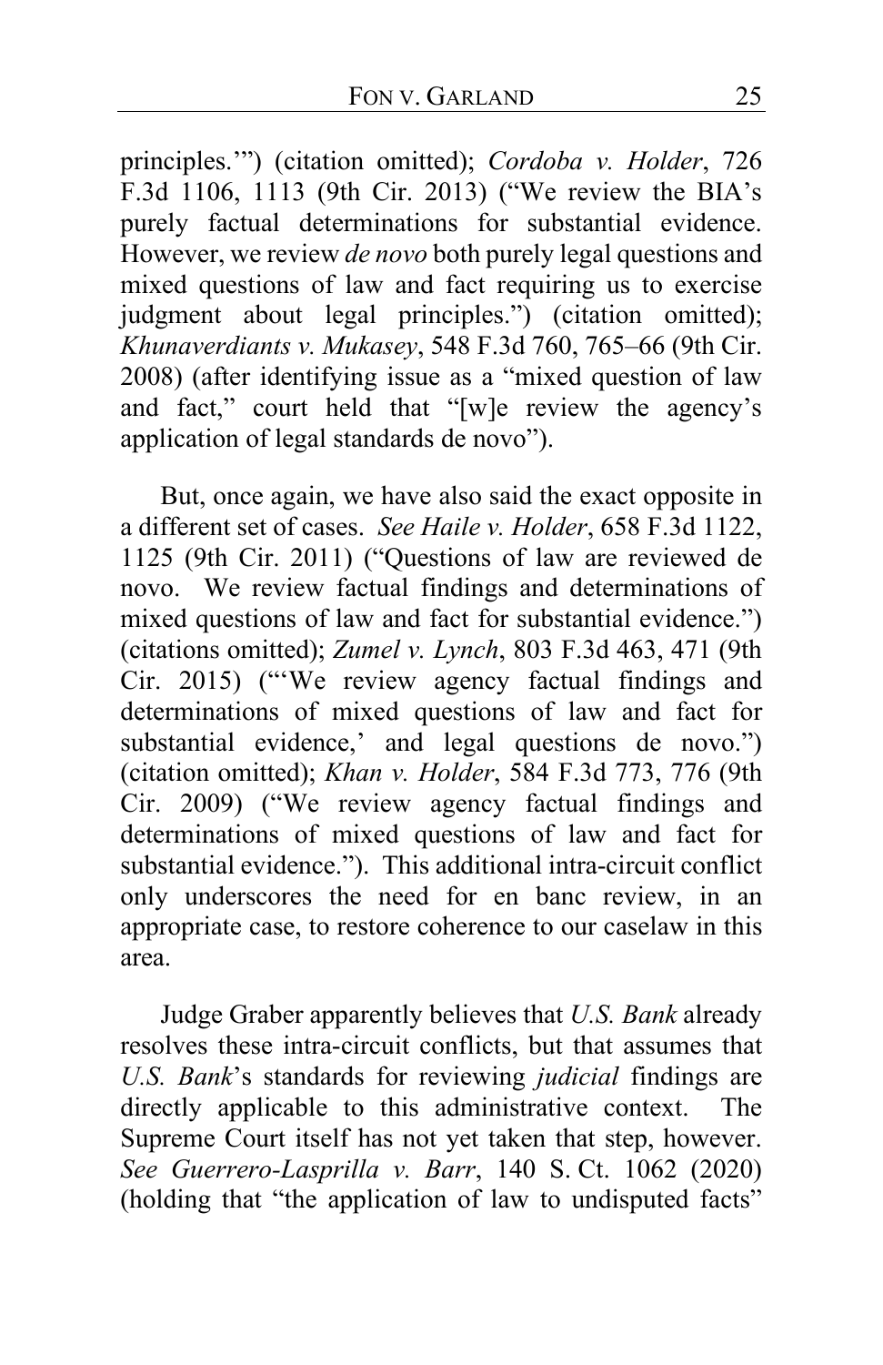principles.'") (citation omitted); *Cordoba v. Holder*, 726 F.3d 1106, 1113 (9th Cir. 2013) ("We review the BIA's purely factual determinations for substantial evidence. However, we review *de novo* both purely legal questions and mixed questions of law and fact requiring us to exercise judgment about legal principles.") (citation omitted); *Khunaverdiants v. Mukasey*, 548 F.3d 760, 765–66 (9th Cir. 2008) (after identifying issue as a "mixed question of law and fact," court held that "[w]e review the agency's application of legal standards de novo").

But, once again, we have also said the exact opposite in a different set of cases. *See Haile v. Holder*, 658 F.3d 1122, 1125 (9th Cir. 2011) ("Questions of law are reviewed de novo. We review factual findings and determinations of mixed questions of law and fact for substantial evidence.") (citations omitted); *Zumel v. Lynch*, 803 F.3d 463, 471 (9th Cir. 2015) ("'We review agency factual findings and determinations of mixed questions of law and fact for substantial evidence,' and legal questions de novo.") (citation omitted); *Khan v. Holder*, 584 F.3d 773, 776 (9th Cir. 2009) ("We review agency factual findings and determinations of mixed questions of law and fact for substantial evidence."). This additional intra-circuit conflict only underscores the need for en banc review, in an appropriate case, to restore coherence to our caselaw in this area.

Judge Graber apparently believes that *U.S. Bank* already resolves these intra-circuit conflicts, but that assumes that *U.S. Bank*'s standards for reviewing *judicial* findings are directly applicable to this administrative context. The Supreme Court itself has not yet taken that step, however. *See Guerrero-Lasprilla v. Barr*, 140 S. Ct. 1062 (2020) (holding that "the application of law to undisputed facts"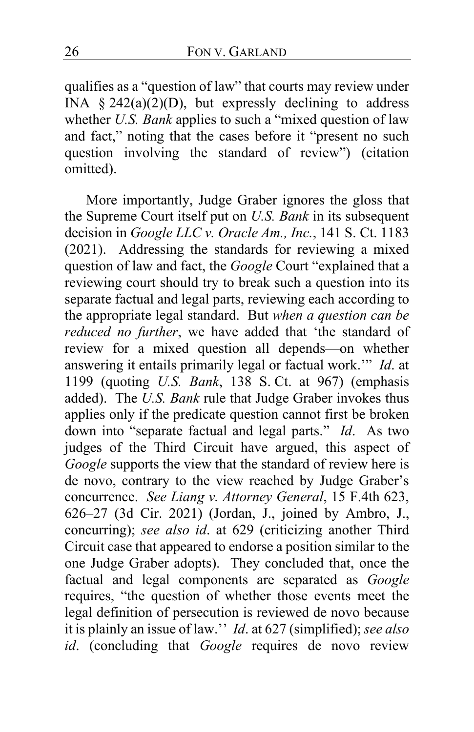qualifies as a "question of law" that courts may review under INA § 242(a)(2)(D), but expressly declining to address whether *U.S. Bank* applies to such a "mixed question of law and fact," noting that the cases before it "present no such question involving the standard of review") (citation omitted).

More importantly, Judge Graber ignores the gloss that the Supreme Court itself put on *U.S. Bank* in its subsequent decision in *Google LLC v. Oracle Am., Inc.*, 141 S. Ct. 1183 (2021). Addressing the standards for reviewing a mixed question of law and fact, the *Google* Court "explained that a reviewing court should try to break such a question into its separate factual and legal parts, reviewing each according to the appropriate legal standard. But *when a question can be reduced no further*, we have added that 'the standard of review for a mixed question all depends—on whether answering it entails primarily legal or factual work.'" *Id*. at 1199 (quoting *U.S. Bank*, 138 S. Ct. at 967) (emphasis added). The *U.S. Bank* rule that Judge Graber invokes thus applies only if the predicate question cannot first be broken down into "separate factual and legal parts." *Id*. As two judges of the Third Circuit have argued, this aspect of *Google* supports the view that the standard of review here is de novo, contrary to the view reached by Judge Graber's concurrence. *See Liang v. Attorney General*, 15 F.4th 623, 626–27 (3d Cir. 2021) (Jordan, J., joined by Ambro, J., concurring); *see also id*. at 629 (criticizing another Third Circuit case that appeared to endorse a position similar to the one Judge Graber adopts). They concluded that, once the factual and legal components are separated as *Google* requires, "the question of whether those events meet the legal definition of persecution is reviewed de novo because it is plainly an issue of law.'' *Id*. at 627 (simplified); *see also id*. (concluding that *Google* requires de novo review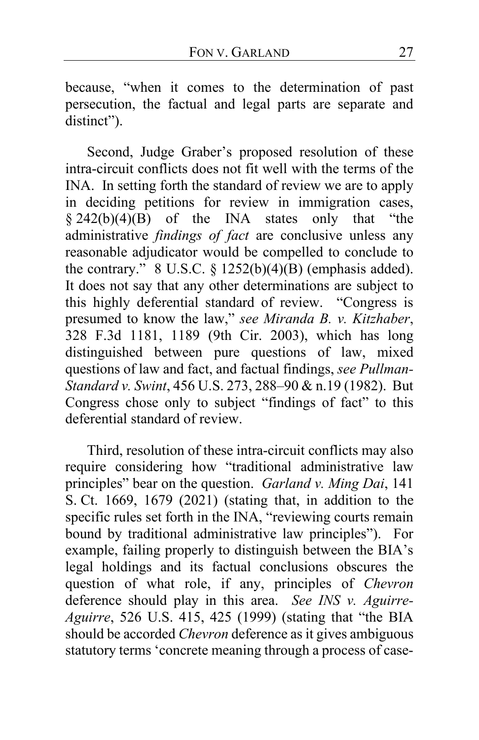because, "when it comes to the determination of past persecution, the factual and legal parts are separate and distinct").

Second, Judge Graber's proposed resolution of these intra-circuit conflicts does not fit well with the terms of the INA. In setting forth the standard of review we are to apply in deciding petitions for review in immigration cases, § 242(b)(4)(B) of the INA states only that "the administrative *findings of fact* are conclusive unless any reasonable adjudicator would be compelled to conclude to the contrary." 8 U.S.C. § 1252(b)(4)(B) (emphasis added). It does not say that any other determinations are subject to this highly deferential standard of review. "Congress is presumed to know the law," *see Miranda B. v. Kitzhaber*, 328 F.3d 1181, 1189 (9th Cir. 2003), which has long distinguished between pure questions of law, mixed questions of law and fact, and factual findings, *see Pullman-Standard v. Swint*, 456 U.S. 273, 288–90 & n.19 (1982). But Congress chose only to subject "findings of fact" to this deferential standard of review.

Third, resolution of these intra-circuit conflicts may also require considering how "traditional administrative law principles" bear on the question. *Garland v. Ming Dai*, 141 S. Ct. 1669, 1679 (2021) (stating that, in addition to the specific rules set forth in the INA, "reviewing courts remain bound by traditional administrative law principles"). For example, failing properly to distinguish between the BIA's legal holdings and its factual conclusions obscures the question of what role, if any, principles of *Chevron* deference should play in this area. *See INS v. Aguirre-Aguirre*, 526 U.S. 415, 425 (1999) (stating that "the BIA should be accorded *Chevron* deference as it gives ambiguous statutory terms 'concrete meaning through a process of case-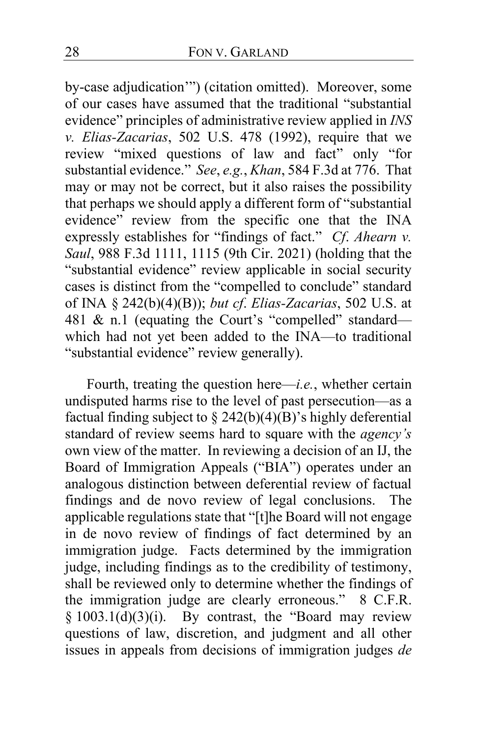by-case adjudication'") (citation omitted). Moreover, some of our cases have assumed that the traditional "substantial evidence" principles of administrative review applied in *INS v. Elias-Zacarias*, 502 U.S. 478 (1992), require that we review "mixed questions of law and fact" only "for substantial evidence." *See*, *e.g.*, *Khan*, 584 F.3d at 776. That may or may not be correct, but it also raises the possibility that perhaps we should apply a different form of "substantial evidence" review from the specific one that the INA expressly establishes for "findings of fact." *Cf. Ahearn v. Saul*, 988 F.3d 1111, 1115 (9th Cir. 2021) (holding that the "substantial evidence" review applicable in social security cases is distinct from the "compelled to conclude" standard of INA § 242(b)(4)(B)); *but cf. Elias-Zacarias*, 502 U.S. at 481 & n.1 (equating the Court's "compelled" standard—which had not yet been added to the INA—to traditional "substantial evidence" review generally).

Fourth, treating the question here—*i.e.*, whether certain undisputed harms rise to the level of past persecution—as a factual finding subject to § 242(b)(4)(B)'s highly deferential standard of review seems hard to square with the *agency's* own view of the matter. In reviewing a decision of an IJ, the Board of Immigration Appeals ("BIA") operates under an analogous distinction between deferential review of factual findings and de novo review of legal conclusions. The applicable regulations state that "[t]he Board will not engage in de novo review of findings of fact determined by an immigration judge. Facts determined by the immigration judge, including findings as to the credibility of testimony, shall be reviewed only to determine whether the findings of the immigration judge are clearly erroneous." 8 C.F.R. § 1003.1(d)(3)(i). By contrast, the "Board may review questions of law, discretion, and judgment and all other issues in appeals from decisions of immigration judges *de*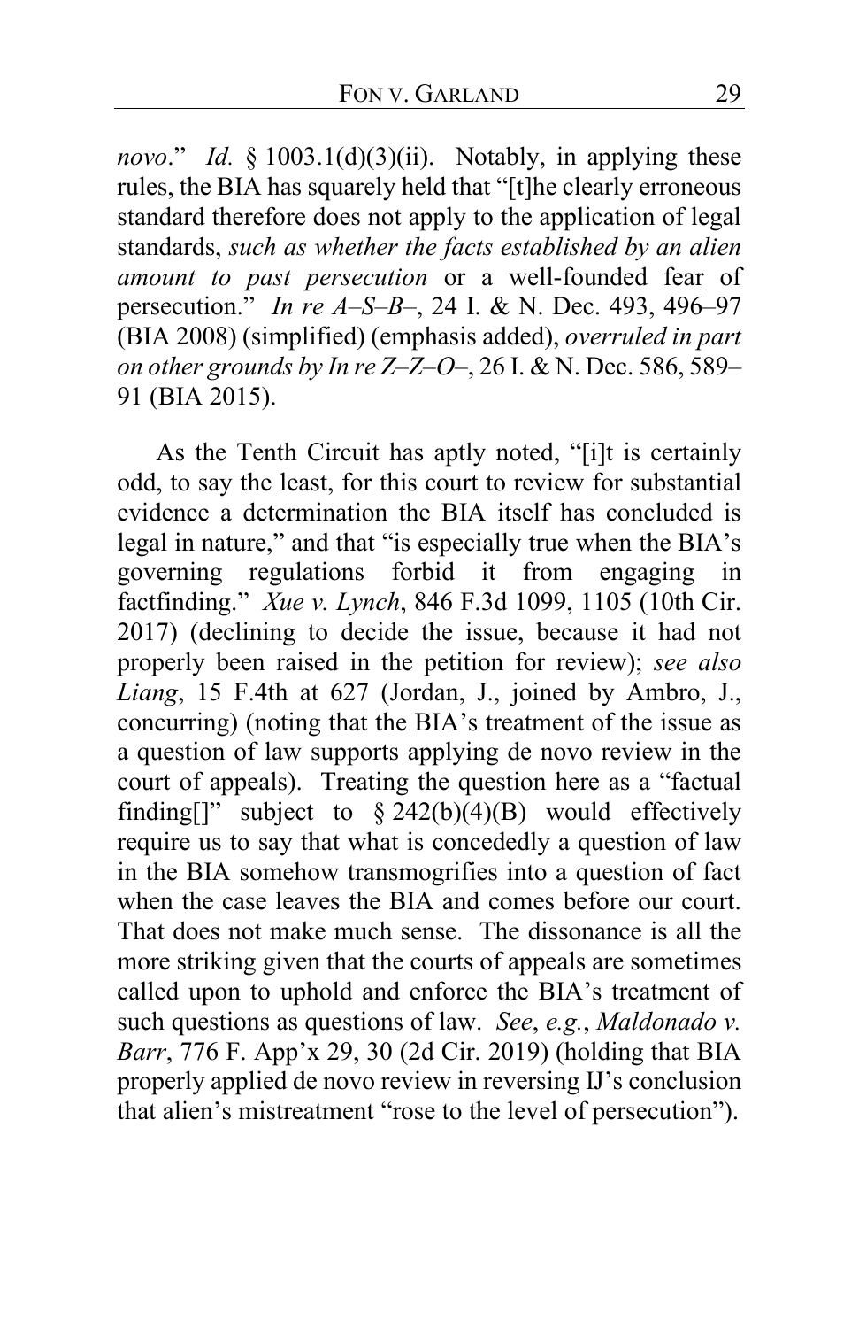*novo*." *Id.* § 1003.1(d)(3)(ii). Notably, in applying these rules, the BIA has squarely held that "[t]he clearly erroneous standard therefore does not apply to the application of legal standards, *such as whether the facts established by an alien amount to past persecution* or a well-founded fear of persecution." *In re A–S–B–*, 24 I. & N. Dec. 493, 496–97 (BIA 2008) (simplified) (emphasis added), *overruled in part on other grounds by In re Z–Z–O–*, 26 I. & N. Dec. 586, 589–91 (BIA 2015).

As the Tenth Circuit has aptly noted, "[i]t is certainly odd, to say the least, for this court to review for substantial evidence a determination the BIA itself has concluded is legal in nature," and that "is especially true when the BIA's governing regulations forbid it from engaging in factfinding." *Xue v. Lynch*, 846 F.3d 1099, 1105 (10th Cir. 2017) (declining to decide the issue, because it had not properly been raised in the petition for review); *see also Liang*, 15 F.4th at 627 (Jordan, J., joined by Ambro, J., concurring) (noting that the BIA's treatment of the issue as a question of law supports applying de novo review in the court of appeals). Treating the question here as a "factual finding[]" subject to § 242(b)(4)(B) would effectively require us to say that what is concededly a question of law in the BIA somehow transmogrifies into a question of fact when the case leaves the BIA and comes before our court. That does not make much sense. The dissonance is all the more striking given that the courts of appeals are sometimes called upon to uphold and enforce the BIA's treatment of such questions as questions of law. *See*, *e.g.*, *Maldonado v. Barr*, 776 F. App'x 29, 30 (2d Cir. 2019) (holding that BIA properly applied de novo review in reversing IJ's conclusion that alien's mistreatment "rose to the level of persecution").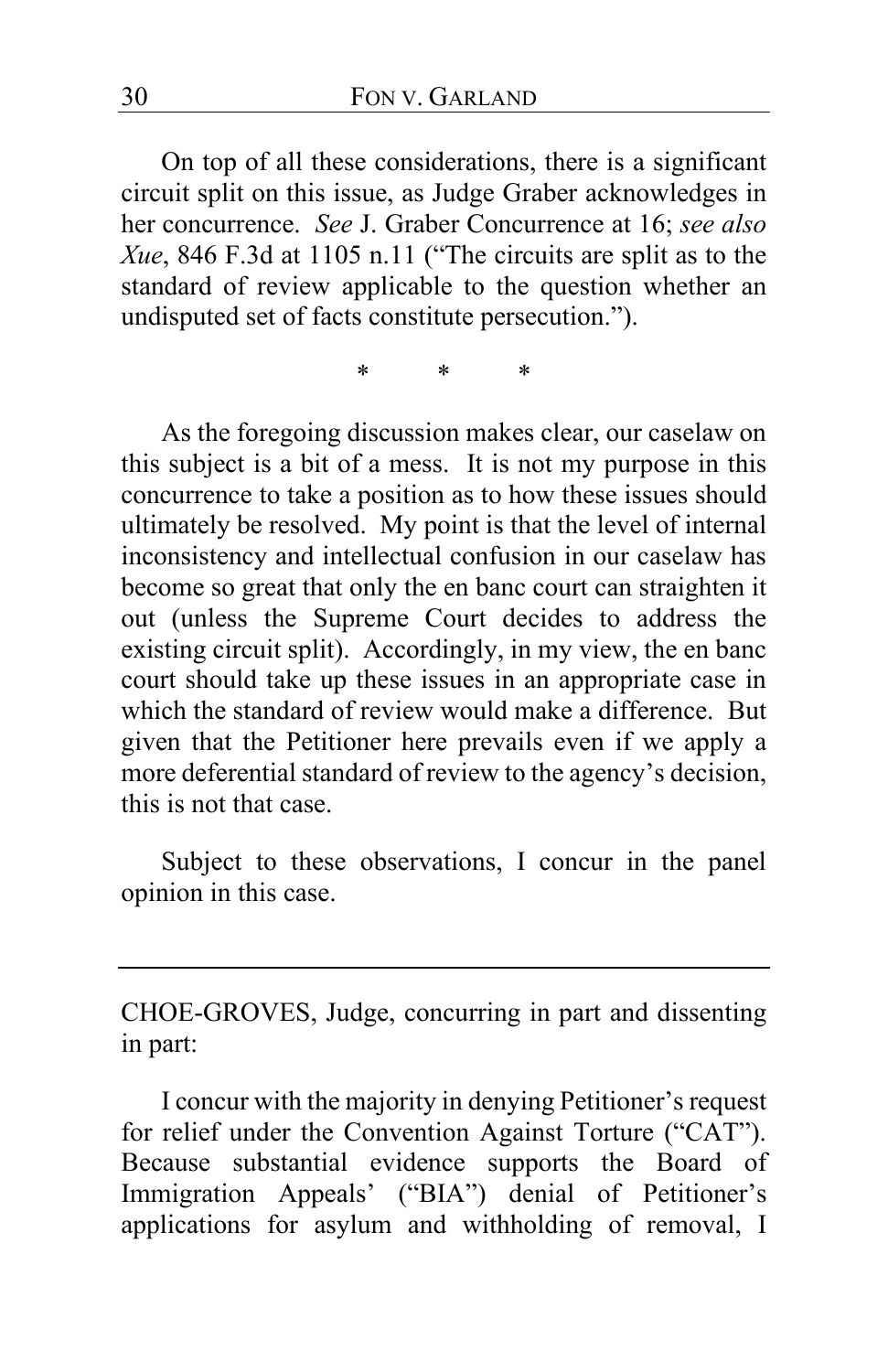On top of all these considerations, there is a significant circuit split on this issue, as Judge Graber acknowledges in her concurrence. *See* J. Graber Concurrence at 16; *see also Xue*, 846 F.3d at 1105 n.11 ("The circuits are split as to the standard of review applicable to the question whether an undisputed set of facts constitute persecution.").

\* \* \*

As the foregoing discussion makes clear, our caselaw on this subject is a bit of a mess. It is not my purpose in this concurrence to take a position as to how these issues should ultimately be resolved. My point is that the level of internal inconsistency and intellectual confusion in our caselaw has become so great that only the en banc court can straighten it out (unless the Supreme Court decides to address the existing circuit split). Accordingly, in my view, the en banc court should take up these issues in an appropriate case in which the standard of review would make a difference. But given that the Petitioner here prevails even if we apply a more deferential standard of review to the agency's decision, this is not that case.

Subject to these observations, I concur in the panel opinion in this case.

---

CHOE-GROVES, Judge, concurring in part and dissenting in part:

I concur with the majority in denying Petitioner's request for relief under the Convention Against Torture ("CAT"). Because substantial evidence supports the Board of Immigration Appeals' ("BIA") denial of Petitioner's applications for asylum and withholding of removal, I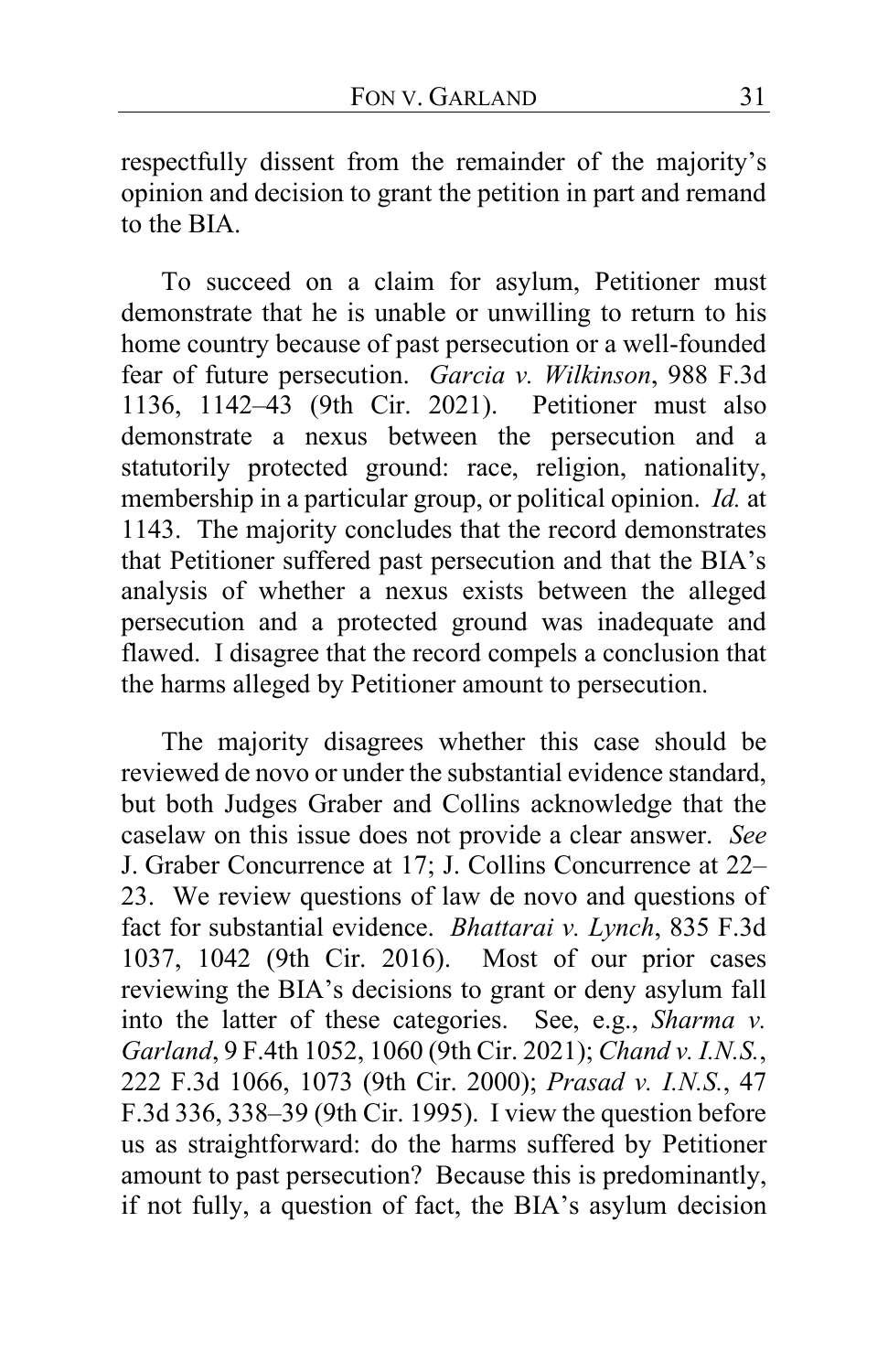respectfully dissent from the remainder of the majority's opinion and decision to grant the petition in part and remand to the BIA.

To succeed on a claim for asylum, Petitioner must demonstrate that he is unable or unwilling to return to his home country because of past persecution or a well-founded fear of future persecution. *Garcia v. Wilkinson*, 988 F.3d 1136, 1142–43 (9th Cir. 2021). Petitioner must also demonstrate a nexus between the persecution and a statutorily protected ground: race, religion, nationality, membership in a particular group, or political opinion. *Id.* at 1143. The majority concludes that the record demonstrates that Petitioner suffered past persecution and that the BIA's analysis of whether a nexus exists between the alleged persecution and a protected ground was inadequate and flawed. I disagree that the record compels a conclusion that the harms alleged by Petitioner amount to persecution.

The majority disagrees whether this case should be reviewed de novo or under the substantial evidence standard, but both Judges Graber and Collins acknowledge that the caselaw on this issue does not provide a clear answer. *See* J. Graber Concurrence at 17; J. Collins Concurrence at 22–23. We review questions of law de novo and questions of fact for substantial evidence. *Bhattarai v. Lynch*, 835 F.3d 1037, 1042 (9th Cir. 2016). Most of our prior cases reviewing the BIA's decisions to grant or deny asylum fall into the latter of these categories. See, e.g., *Sharma v. Garland*, 9 F.4th 1052, 1060 (9th Cir. 2021); *Chand v. I.N.S.*, 222 F.3d 1066, 1073 (9th Cir. 2000); *Prasad v. I.N.S.*, 47 F.3d 336, 338–39 (9th Cir. 1995). I view the question before us as straightforward: do the harms suffered by Petitioner amount to past persecution? Because this is predominantly, if not fully, a question of fact, the BIA's asylum decision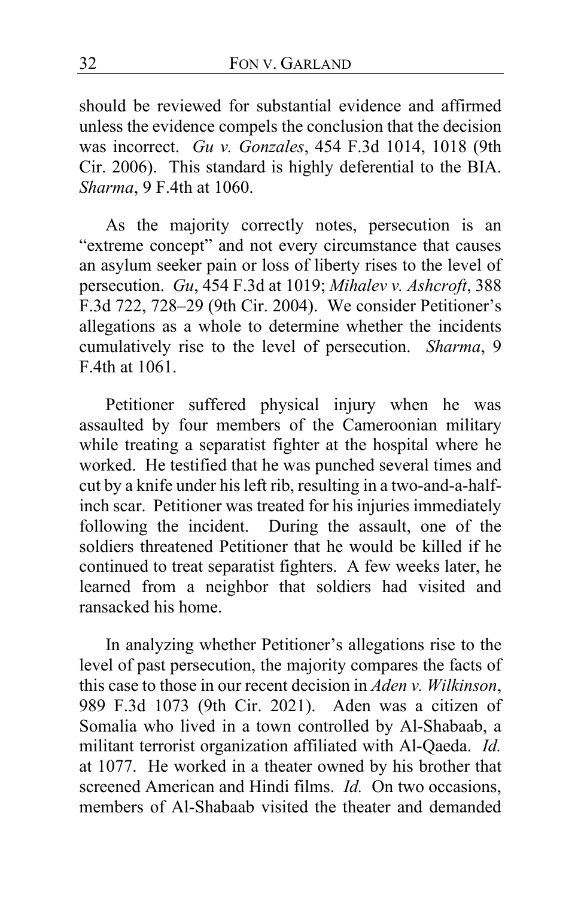should be reviewed for substantial evidence and affirmed unless the evidence compels the conclusion that the decision was incorrect. *Gu v. Gonzales*, 454 F.3d 1014, 1018 (9th Cir. 2006). This standard is highly deferential to the BIA. *Sharma*, 9 F.4th at 1060.

As the majority correctly notes, persecution is an "extreme concept" and not every circumstance that causes an asylum seeker pain or loss of liberty rises to the level of persecution. *Gu*, 454 F.3d at 1019; *Mihalev v. Ashcroft*, 388 F.3d 722, 728–29 (9th Cir. 2004). We consider Petitioner's allegations as a whole to determine whether the incidents cumulatively rise to the level of persecution. *Sharma*, 9 F.4th at 1061.

Petitioner suffered physical injury when he was assaulted by four members of the Cameroonian military while treating a separatist fighter at the hospital where he worked. He testified that he was punched several times and cut by a knife under his left rib, resulting in a two-and-a-half-inch scar. Petitioner was treated for his injuries immediately following the incident. During the assault, one of the soldiers threatened Petitioner that he would be killed if he continued to treat separatist fighters. A few weeks later, he learned from a neighbor that soldiers had visited and ransacked his home.

In analyzing whether Petitioner's allegations rise to the level of past persecution, the majority compares the facts of this case to those in our recent decision in *Aden v. Wilkinson*, 989 F.3d 1073 (9th Cir. 2021). Aden was a citizen of Somalia who lived in a town controlled by Al-Shabaab, a militant terrorist organization affiliated with Al-Qaeda. *Id.* at 1077. He worked in a theater owned by his brother that screened American and Hindi films. *Id.* On two occasions, members of Al-Shabaab visited the theater and demanded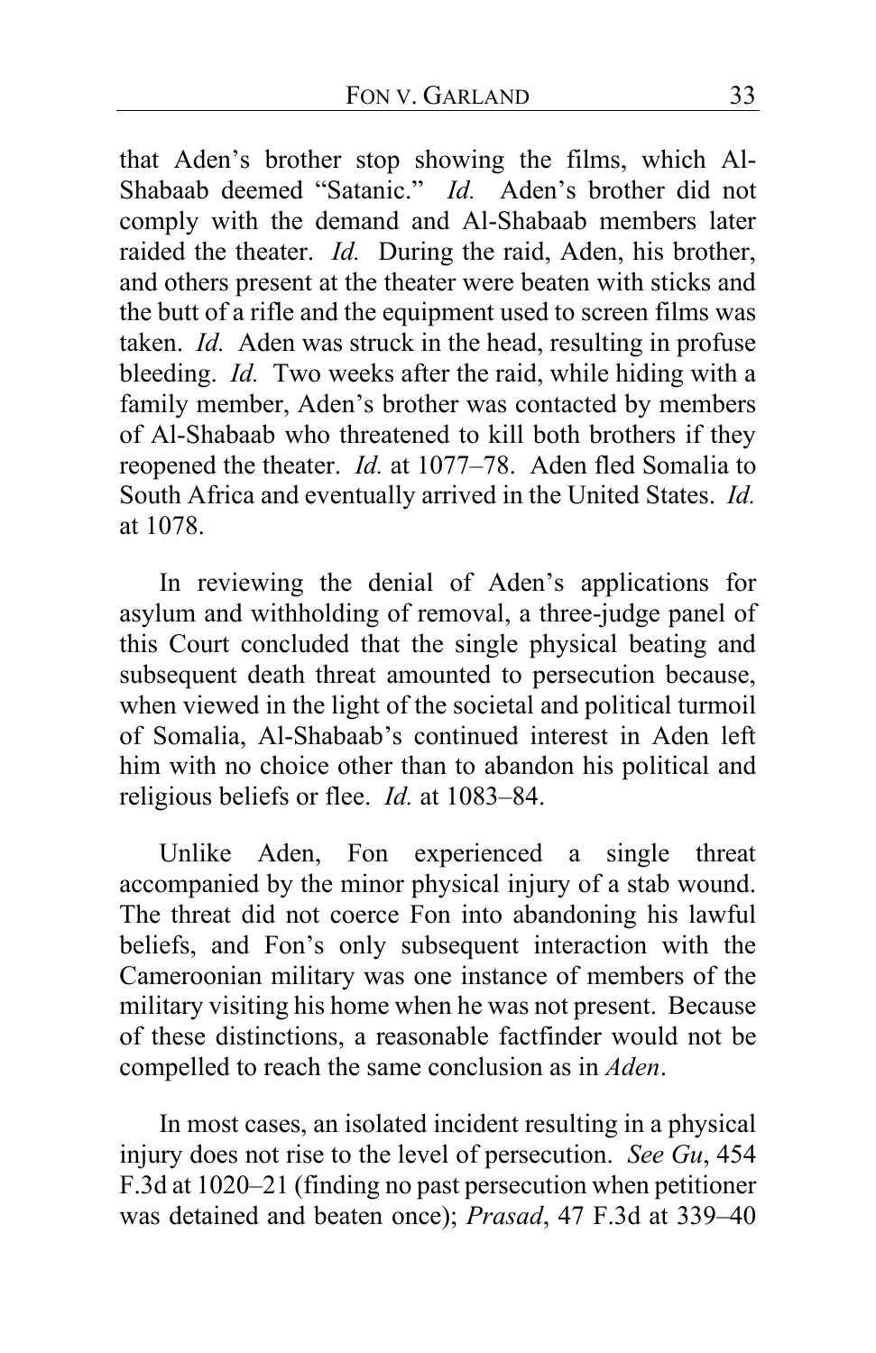that Aden's brother stop showing the films, which Al-Shabaab deemed "Satanic." *Id.* Aden's brother did not comply with the demand and Al-Shabaab members later raided the theater. *Id.* During the raid, Aden, his brother, and others present at the theater were beaten with sticks and the butt of a rifle and the equipment used to screen films was taken. *Id.* Aden was struck in the head, resulting in profuse bleeding. *Id.* Two weeks after the raid, while hiding with a family member, Aden's brother was contacted by members of Al-Shabaab who threatened to kill both brothers if they reopened the theater. *Id.* at 1077–78. Aden fled Somalia to South Africa and eventually arrived in the United States. *Id.* at 1078.

In reviewing the denial of Aden's applications for asylum and withholding of removal, a three-judge panel of this Court concluded that the single physical beating and subsequent death threat amounted to persecution because, when viewed in the light of the societal and political turmoil of Somalia, Al-Shabaab's continued interest in Aden left him with no choice other than to abandon his political and religious beliefs or flee. *Id.* at 1083–84.

Unlike Aden, Fon experienced a single threat accompanied by the minor physical injury of a stab wound. The threat did not coerce Fon into abandoning his lawful beliefs, and Fon's only subsequent interaction with the Cameroonian military was one instance of members of the military visiting his home when he was not present. Because of these distinctions, a reasonable factfinder would not be compelled to reach the same conclusion as in *Aden*.

In most cases, an isolated incident resulting in a physical injury does not rise to the level of persecution. *See Gu*, 454 F.3d at 1020–21 (finding no past persecution when petitioner was detained and beaten once); *Prasad*, 47 F.3d at 339–40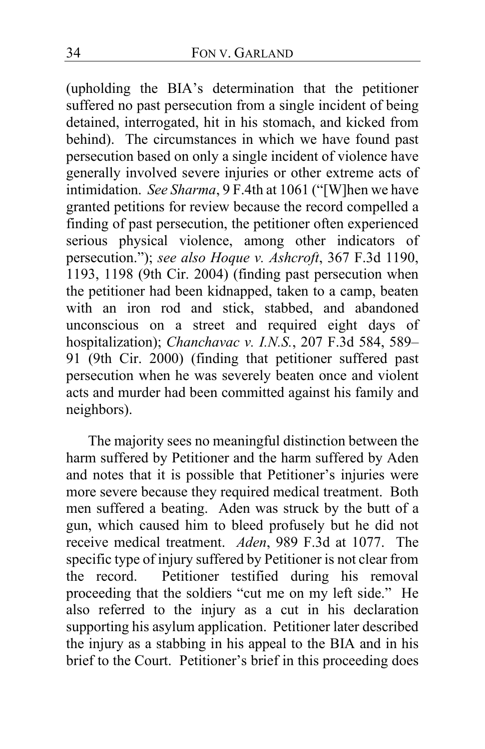(upholding the BIA's determination that the petitioner suffered no past persecution from a single incident of being detained, interrogated, hit in his stomach, and kicked from behind). The circumstances in which we have found past persecution based on only a single incident of violence have generally involved severe injuries or other extreme acts of intimidation. *See Sharma*, 9 F.4th at 1061 ("[W]hen we have granted petitions for review because the record compelled a finding of past persecution, the petitioner often experienced serious physical violence, among other indicators of persecution."); *see also Hoque v. Ashcroft*, 367 F.3d 1190, 1193, 1198 (9th Cir. 2004) (finding past persecution when the petitioner had been kidnapped, taken to a camp, beaten with an iron rod and stick, stabbed, and abandoned unconscious on a street and required eight days of hospitalization); *Chanchavac v. I.N.S.*, 207 F.3d 584, 589–91 (9th Cir. 2000) (finding that petitioner suffered past persecution when he was severely beaten once and violent acts and murder had been committed against his family and neighbors).

The majority sees no meaningful distinction between the harm suffered by Petitioner and the harm suffered by Aden and notes that it is possible that Petitioner's injuries were more severe because they required medical treatment. Both men suffered a beating. Aden was struck by the butt of a gun, which caused him to bleed profusely but he did not receive medical treatment. *Aden*, 989 F.3d at 1077. The specific type of injury suffered by Petitioner is not clear from the record. Petitioner testified during his removal proceeding that the soldiers "cut me on my left side." He also referred to the injury as a cut in his declaration supporting his asylum application. Petitioner later described the injury as a stabbing in his appeal to the BIA and in his brief to the Court. Petitioner's brief in this proceeding does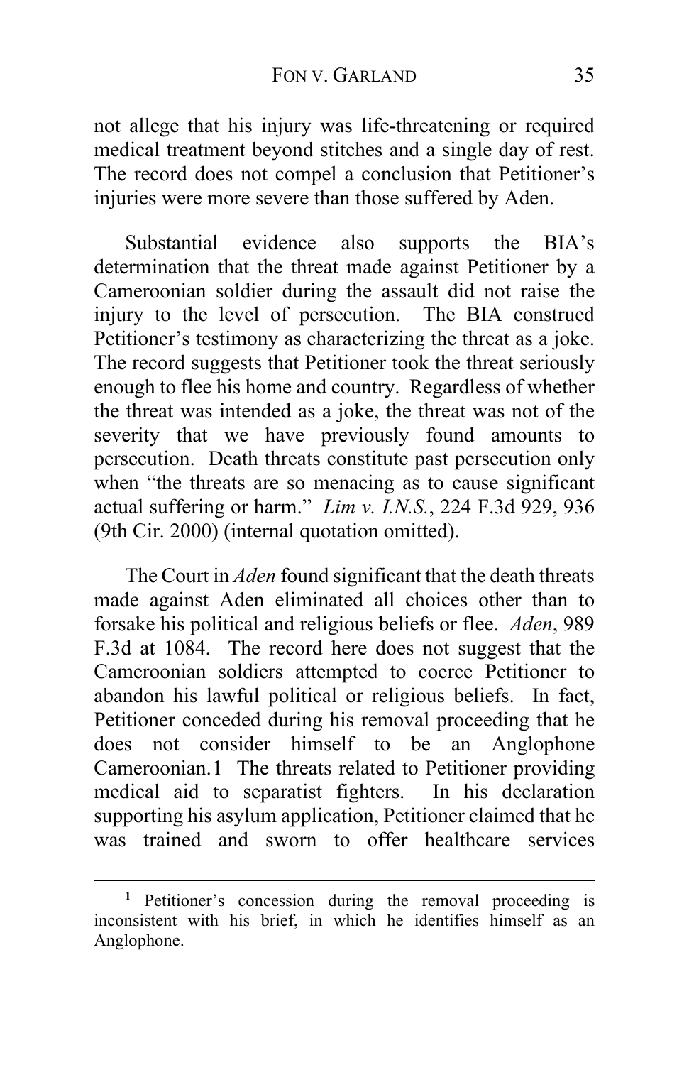not allege that his injury was life-threatening or required medical treatment beyond stitches and a single day of rest. The record does not compel a conclusion that Petitioner's injuries were more severe than those suffered by Aden.

Substantial evidence also supports the BIA's determination that the threat made against Petitioner by a Cameroonian soldier during the assault did not raise the injury to the level of persecution. The BIA construed Petitioner's testimony as characterizing the threat as a joke. The record suggests that Petitioner took the threat seriously enough to flee his home and country. Regardless of whether the threat was intended as a joke, the threat was not of the severity that we have previously found amounts to persecution. Death threats constitute past persecution only when "the threats are so menacing as to cause significant actual suffering or harm." *Lim v. I.N.S.*, 224 F.3d 929, 936 (9th Cir. 2000) (internal quotation omitted).

The Court in *Aden* found significant that the death threats made against Aden eliminated all choices other than to forsake his political and religious beliefs or flee. *Aden*, 989 F.3d at 1084. The record here does not suggest that the Cameroonian soldiers attempted to coerce Petitioner to abandon his lawful political or religious beliefs. In fact, Petitioner conceded during his removal proceeding that he does not consider himself to be an Anglophone Cameroonian.[1] The threats related to Petitioner providing medical aid to separatist fighters. In his declaration supporting his asylum application, Petitioner claimed that he was trained and sworn to offer healthcare services

[1] Petitioner's concession during the removal proceeding is inconsistent with his brief, in which he identifies himself as an Anglophone.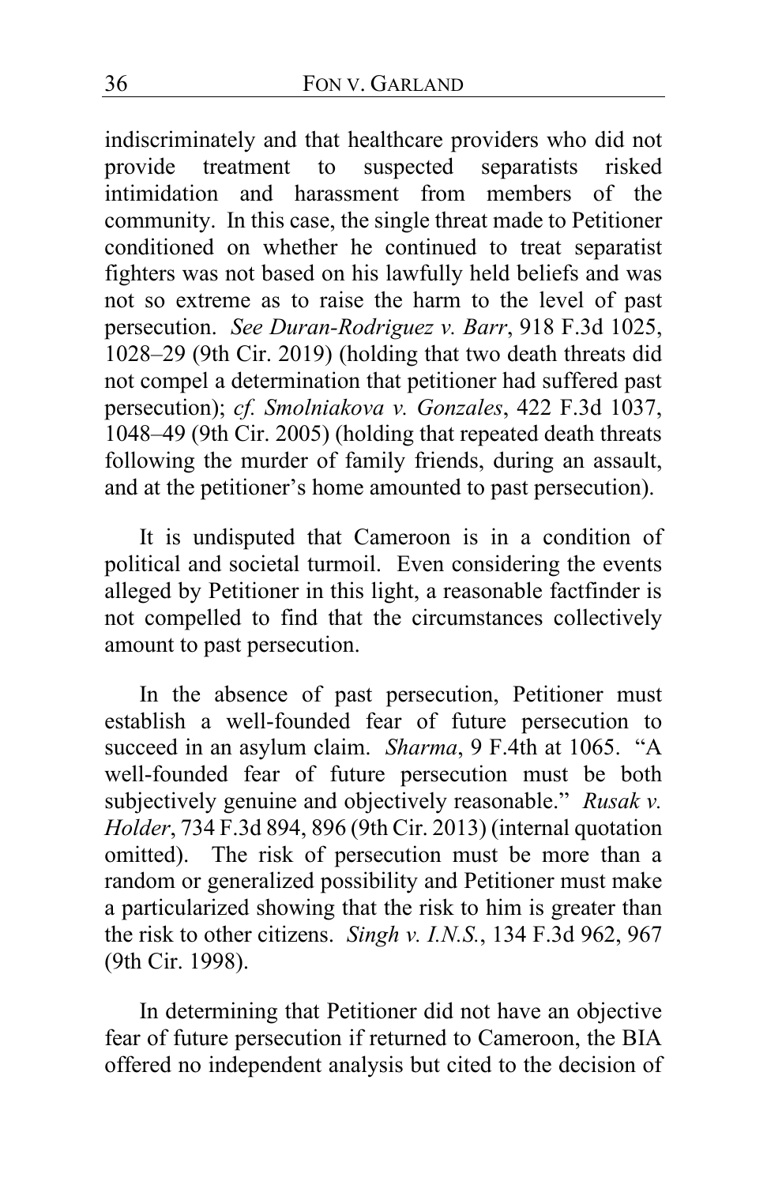indiscriminately and that healthcare providers who did not provide treatment to suspected separatists risked intimidation and harassment from members of the community. In this case, the single threat made to Petitioner conditioned on whether he continued to treat separatist fighters was not based on his lawfully held beliefs and was not so extreme as to raise the harm to the level of past persecution. *See Duran-Rodriguez v. Barr*, 918 F.3d 1025, 1028–29 (9th Cir. 2019) (holding that two death threats did not compel a determination that petitioner had suffered past persecution); *cf. Smolniakova v. Gonzales*, 422 F.3d 1037, 1048–49 (9th Cir. 2005) (holding that repeated death threats following the murder of family friends, during an assault, and at the petitioner's home amounted to past persecution).

It is undisputed that Cameroon is in a condition of political and societal turmoil. Even considering the events alleged by Petitioner in this light, a reasonable factfinder is not compelled to find that the circumstances collectively amount to past persecution.

In the absence of past persecution, Petitioner must establish a well-founded fear of future persecution to succeed in an asylum claim. *Sharma*, 9 F.4th at 1065. "A well-founded fear of future persecution must be both subjectively genuine and objectively reasonable." *Rusak v. Holder*, 734 F.3d 894, 896 (9th Cir. 2013) (internal quotation omitted). The risk of persecution must be more than a random or generalized possibility and Petitioner must make a particularized showing that the risk to him is greater than the risk to other citizens. *Singh v. I.N.S.*, 134 F.3d 962, 967 (9th Cir. 1998).

In determining that Petitioner did not have an objective fear of future persecution if returned to Cameroon, the BIA offered no independent analysis but cited to the decision of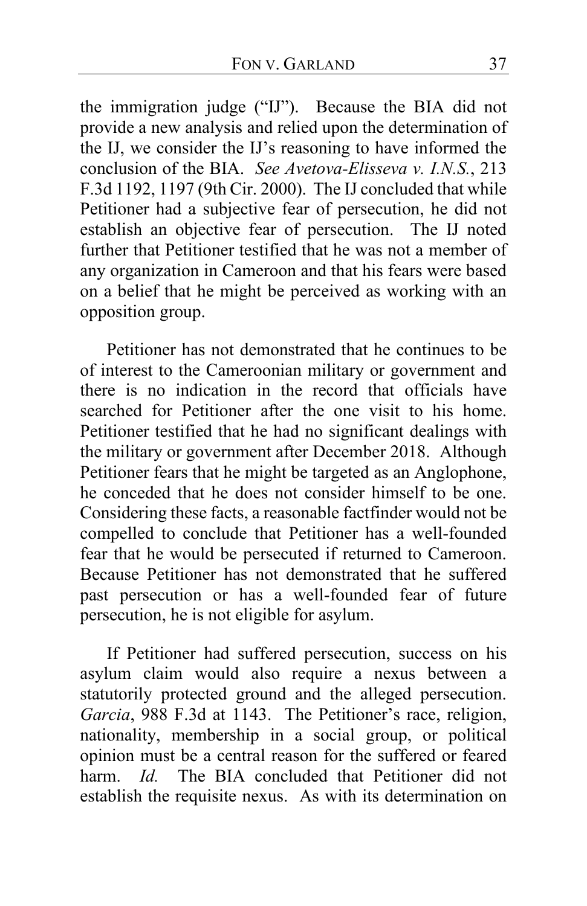the immigration judge ("IJ"). Because the BIA did not provide a new analysis and relied upon the determination of the IJ, we consider the IJ's reasoning to have informed the conclusion of the BIA. *See Avetova-Elisseva v. I.N.S.*, 213 F.3d 1192, 1197 (9th Cir. 2000). The IJ concluded that while Petitioner had a subjective fear of persecution, he did not establish an objective fear of persecution. The IJ noted further that Petitioner testified that he was not a member of any organization in Cameroon and that his fears were based on a belief that he might be perceived as working with an opposition group.

Petitioner has not demonstrated that he continues to be of interest to the Cameroonian military or government and there is no indication in the record that officials have searched for Petitioner after the one visit to his home. Petitioner testified that he had no significant dealings with the military or government after December 2018. Although Petitioner fears that he might be targeted as an Anglophone, he conceded that he does not consider himself to be one. Considering these facts, a reasonable factfinder would not be compelled to conclude that Petitioner has a well-founded fear that he would be persecuted if returned to Cameroon. Because Petitioner has not demonstrated that he suffered past persecution or has a well-founded fear of future persecution, he is not eligible for asylum.

If Petitioner had suffered persecution, success on his asylum claim would also require a nexus between a statutorily protected ground and the alleged persecution. *Garcia*, 988 F.3d at 1143. The Petitioner's race, religion, nationality, membership in a social group, or political opinion must be a central reason for the suffered or feared harm. *Id.* The BIA concluded that Petitioner did not establish the requisite nexus. As with its determination on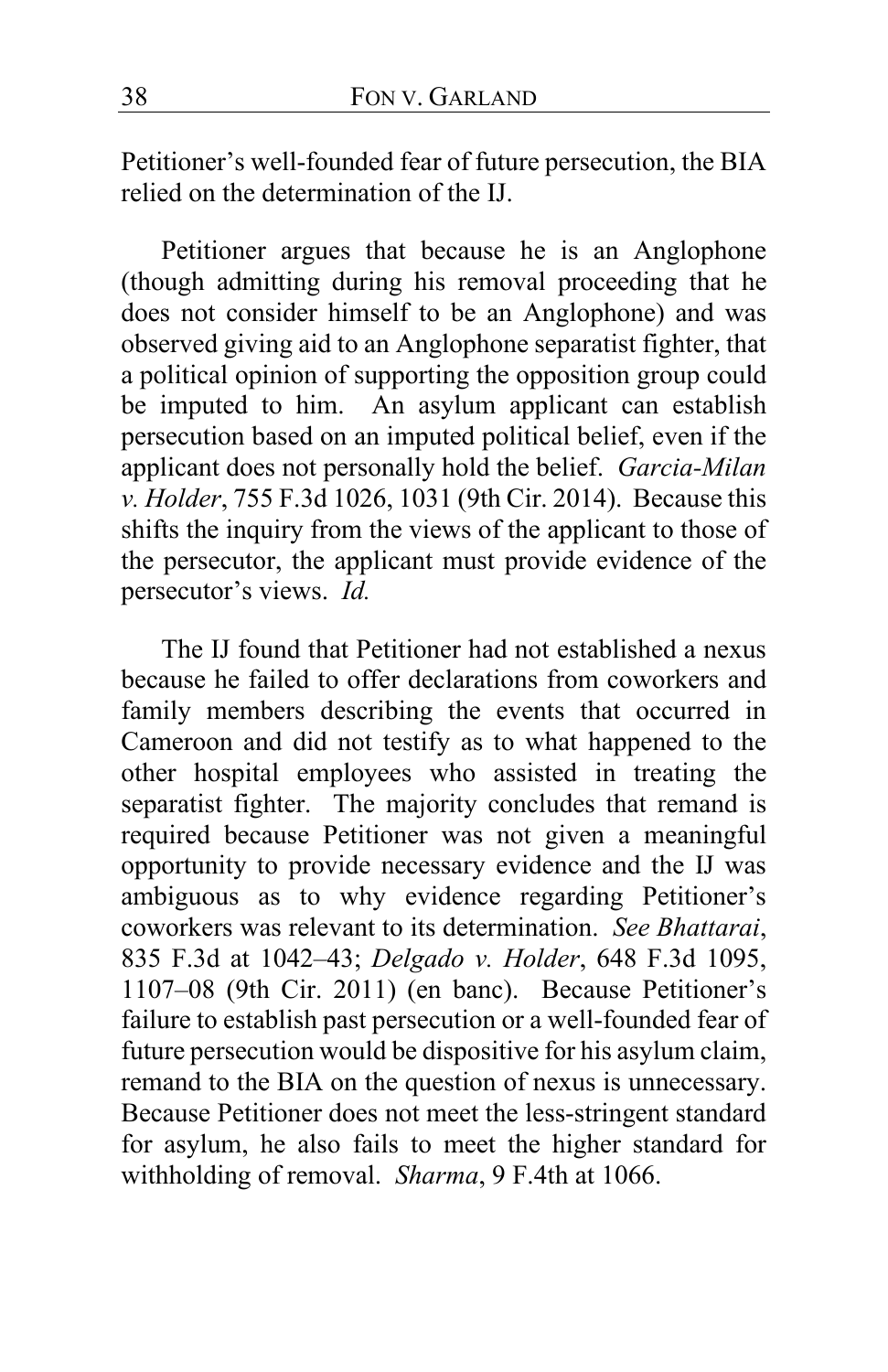Petitioner's well-founded fear of future persecution, the BIA relied on the determination of the IJ.

Petitioner argues that because he is an Anglophone (though admitting during his removal proceeding that he does not consider himself to be an Anglophone) and was observed giving aid to an Anglophone separatist fighter, that a political opinion of supporting the opposition group could be imputed to him. An asylum applicant can establish persecution based on an imputed political belief, even if the applicant does not personally hold the belief. *Garcia-Milan v. Holder*, 755 F.3d 1026, 1031 (9th Cir. 2014). Because this shifts the inquiry from the views of the applicant to those of the persecutor, the applicant must provide evidence of the persecutor's views. *Id.*

The IJ found that Petitioner had not established a nexus because he failed to offer declarations from coworkers and family members describing the events that occurred in Cameroon and did not testify as to what happened to the other hospital employees who assisted in treating the separatist fighter. The majority concludes that remand is required because Petitioner was not given a meaningful opportunity to provide necessary evidence and the IJ was ambiguous as to why evidence regarding Petitioner's coworkers was relevant to its determination. *See Bhattarai*, 835 F.3d at 1042–43; *Delgado v. Holder*, 648 F.3d 1095, 1107–08 (9th Cir. 2011) (en banc). Because Petitioner's failure to establish past persecution or a well-founded fear of future persecution would be dispositive for his asylum claim, remand to the BIA on the question of nexus is unnecessary. Because Petitioner does not meet the less-stringent standard for asylum, he also fails to meet the higher standard for withholding of removal. *Sharma*, 9 F.4th at 1066.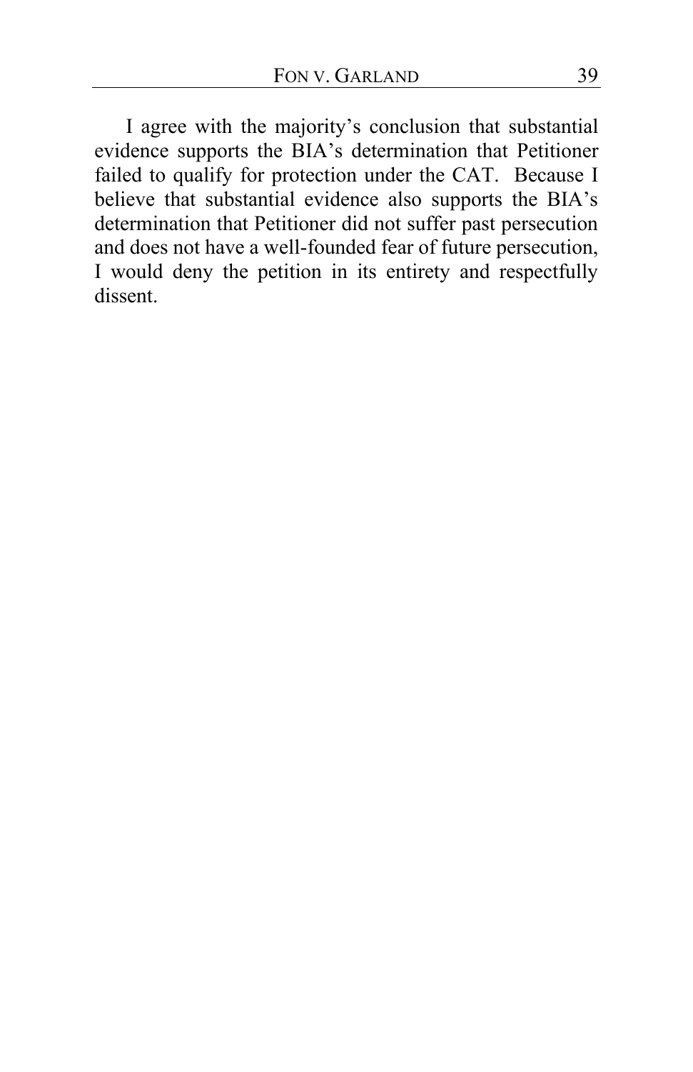I agree with the majority's conclusion that substantial evidence supports the BIA's determination that Petitioner failed to qualify for protection under the CAT. Because I believe that substantial evidence also supports the BIA's determination that Petitioner did not suffer past persecution and does not have a well-founded fear of future persecution, I would deny the petition in its entirety and respectfully dissent.